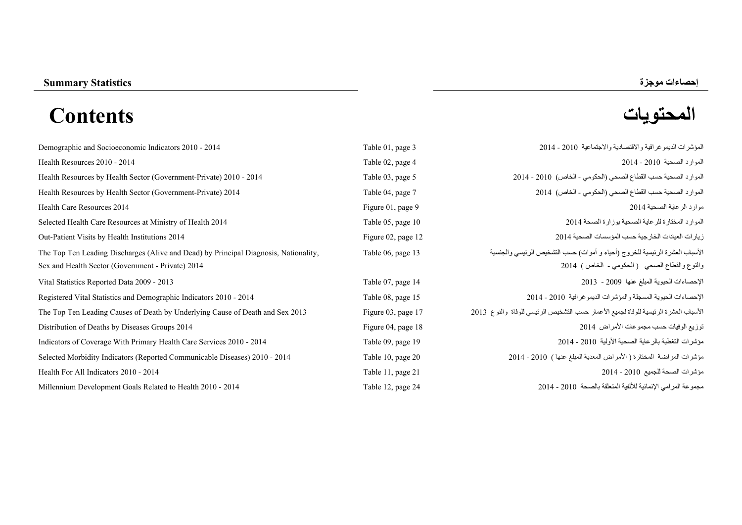**Summary Statistics** **إحصاءات موجزة**

# Contents المحتويات

| English | Reference | Arabic |
|---|---|---|
| Demographic and Socioeconomic Indicators 2010 - 2014 | Table 01, page 3 | المؤشرات الديموغرافية والاقتصادية والاجتماعية 2010 - 2014 |
| Health Resources 2010 - 2014 | Table 02, page 4 | الموارد الصحية 2010 - 2014 |
| Health Resources by Health Sector (Government-Private) 2010 - 2014 | Table 03, page 5 | الموارد الصحية حسب القطاع الصحي (الحكومي - الخاص) 2010 - 2014 |
| Health Resources by Health Sector (Government-Private) 2014 | Table 04, page 7 | الموارد الصحية حسب القطاع الصحي (الحكومي - الخاص) 2014 |
| Health Care Resources 2014 | Figure 01, page 9 | موارد الرعاية الصحية 2014 |
| Selected Health Care Resources at Ministry of Health 2014 | Table 05, page 10 | الموارد المختارة للرعاية الصحية بوزارة الصحة 2014 |
| Out-Patient Visits by Health Institutions 2014 | Figure 02, page 12 | زيارات العيادات الخارجية حسب المؤسسات الصحية 2014 |
| The Top Ten Leading Discharges (Alive and Dead) by Principal Diagnosis, Nationality, Sex and Health Sector (Government - Private) 2014 | Table 06, page 13 | الأسباب العشرة الرئيسية للخروج (أحياء و أموات) حسب التشخيص الرئيسي والجنسية والنوع والقطاع الصحي ( الحكومي - الخاص ) 2014 |
| Vital Statistics Reported Data 2009 - 2013 | Table 07, page 14 | الإحصاءات الحيوية المبلغ عنها 2009 - 2013 |
| Registered Vital Statistics and Demographic Indicators 2010 - 2014 | Table 08, page 15 | الإحصاءات الحيوية المسجلة والمؤشرات الديموغرافية 2010 - 2014 |
| The Top Ten Leading Causes of Death by Underlying Cause of Death and Sex 2013 | Figure 03, page 17 | الأسباب العشرة الرئيسية للوفاة لجميع الأعمار حسب التشخيص الرئيسي للوفاة والنوع 2013 |
| Distribution of Deaths by Diseases Groups 2014 | Figure 04, page 18 | توزيع الوفيات حسب مجموعات الأمراض 2014 |
| Indicators of Coverage With Primary Health Care Services 2010 - 2014 | Table 09, page 19 | مؤشرات التغطية بالرعاية الصحية الأولية 2010 - 2014 |
| Selected Morbidity Indicators (Reported Communicable Diseases) 2010 - 2014 | Table 10, page 20 | مؤشرات المراضة المختارة ( الأمراض المعدية المبلغ عنها ) 2010 - 2014 |
| Health For All Indicators 2010 - 2014 | Table 11, page 21 | مؤشرات الصحة للجميع 2010 - 2014 |
| Millennium Development Goals Related to Health 2010 - 2014 | Table 12, page 24 | مجموعة المرامي الإنمائية للألفية المتعلقة بالصحة 2010 - 2014 |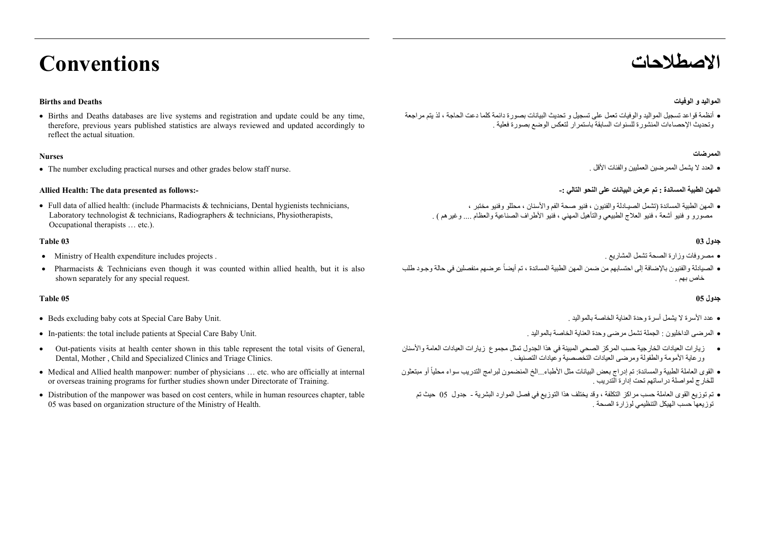# Conventions

**Births and Deaths**

- Births and Deaths databases are live systems and registration and update could be any time, therefore, previous years published statistics are always reviewed and updated accordingly to reflect the actual situation.

**Nurses**

- The number excluding practical nurses and other grades below staff nurse.

**Allied Health: The data presented as follows:-**

- Full data of allied health: (include Pharmacists & technicians, Dental hygienists technicians, Laboratory technologist & technicians, Radiographers & technicians, Physiotherapists, Occupational therapists … etc.).

**Table 03**

- Ministry of Health expenditure includes projects .
- Pharmacists & Technicians even though it was counted within allied health, but it is also shown separately for any special request.

**Table 05**

- Beds excluding baby cots at Special Care Baby Unit.
- In-patients: the total include patients at Special Care Baby Unit.
- Out-patients visits at health center shown in this table represent the total visits of General, Dental, Mother , Child and Specialized Clinics and Triage Clinics.
- Medical and Allied health manpower: number of physicians … etc. who are officially at internal or overseas training programs for further studies shown under Directorate of Training.
- Distribution of the manpower was based on cost centers, while in human resources chapter, table 05 was based on organization structure of the Ministry of Health.

# الاصطلاحات

**المواليد و الوفيات**

- أنظمة قواعد تسجيل المواليد والوفيات تعمل على تسجيل و تحديث البيانات بصورة دائمة كلما دعت الحاجة ، لذ يتم مراجعة وتحديث الإحصاءات المنشورة للسنوات السابقة باستمرار لتعكس الوضع بصورة فعلية .

**الممرضات**

- العدد لا يشمل الممرضين العمليين والفئات الأقل .

**المهن الطبية المساندة : تم عرض البيانات على النحو التالي :-**

- المهن الطبية المساندة (تشمل الصيـادلة والفنيون ، فنيو صحة الفم والأسنان ، محللو وفنيو مختبر ، مصورو و فنيو أشعة ، فنيو العلاج الطبيعي والتأهيل المهني ، فنيو الأطراف الصناعية والعظام .... وغيرهم ) .

**جدول 03**

- مصروفات وزارة الصحة تشمل المشاريع .
- الصيادلة والفنيون بالإضافة إلى احتسابهم من ضمن المهن الطبية المساندة ، تم أيضاً عرضـهم منفصلين في حالة وجـود طلب خاص بهم .

**جدول 05**

- عدد الأسرة لا يشمل أسرة وحدة العناية الخاصة بالمواليد .
- المرضى الداخليون : الجملة تشمل مرضى وحدة العناية الخاصة بالمواليد .
- زيارات العيادات الخارجية حسب المركز الصحي المبينة في هذا الجدول تمثل مجموع زيارات العيادات العامة والأسنان ورعاية الأمومة والطفولة ومرضى العيادات التخصصية وعيادات التصنيف .
- القوى العاملة الطبية والمساندة: تم إدراج بعض البيانات مثل الأطباء...الخ المنضمون لبرامج التدريب سواء محلياً أو مبتعثون للخارج لمواصلة دراساتهم تحت إدارة التدريب .
- تم توزيع القوى العاملة حسب مراكز التكلفة ، وقد يختلف هذا التوزيع في فصل الموارد البشرية - جدول 05 حيث تم توزيعها حسب الهيكل التنظيمي لوزارة الصحة .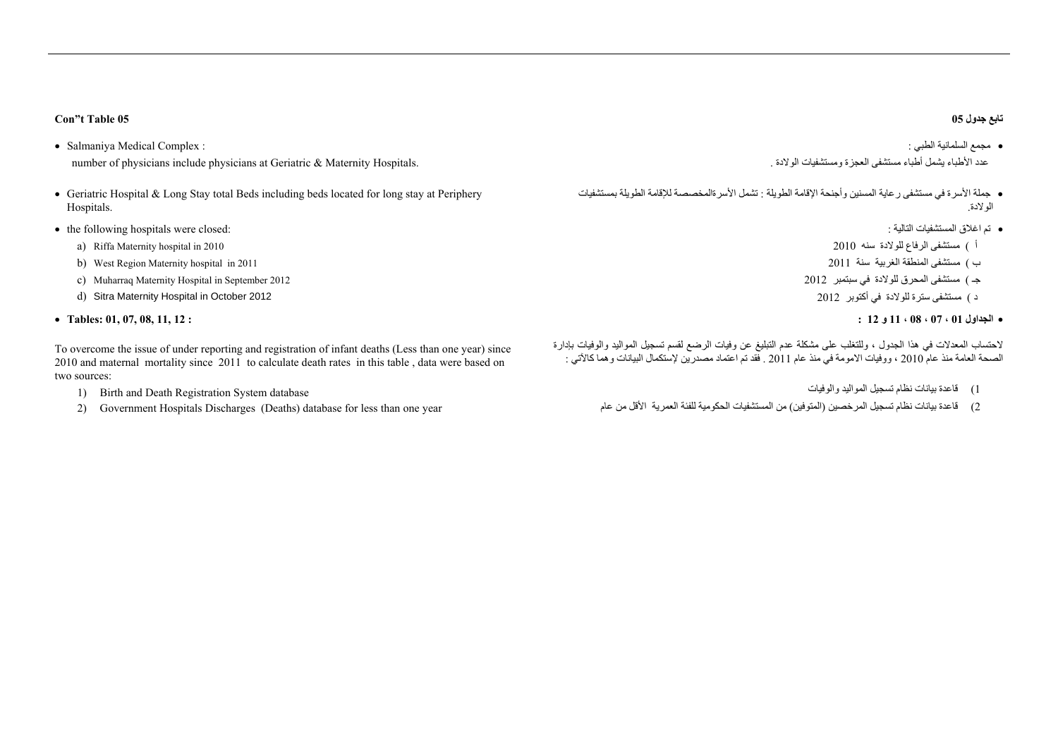**Con"t Table 05**

- Salmaniya Medical Complex :
  number of physicians include physicians at Geriatric & Maternity Hospitals.

- Geriatric Hospital & Long Stay total Beds including beds located for long stay at Periphery Hospitals.

- the following hospitals were closed:
  - a) Riffa Maternity hospital in 2010
  - b) West Region Maternity hospital in 2011
  - c) Muharraq Maternity Hospital in September 2012
  - d) Sitra Maternity Hospital in October 2012

- **Tables: 01, 07, 08, 11, 12 :**

To overcome the issue of under reporting and registration of infant deaths (Less than one year) since 2010 and maternal mortality since 2011 to calculate death rates in this table , data were based on two sources:

1) Birth and Death Registration System database
2) Government Hospitals Discharges (Deaths) database for less than one year

**تابع جدول 05**

- مجمع السلمانية الطبي :
  عدد الأطباء يشمل أطباء مستشفى العجزة ومستشفيات الولادة .

- جملة الأسرة في مستشفى رعاية المسنين وأجنحة الإقامة الطويلة : تشمل الأسرةالمخصصة للإقامة الطويلة بمستشفيات الولادة.

- تم اغلاق المستشفيات التالية :
  - أ ) مستشفى الرفاع للولادة سنه 2010
  - ب ) مستشفى المنطقة الغربية سنة 2011
  - جـ ) مستشفى المحرق للولادة في سبتمبر 2012
  - د ) مستشفى سترة للولادة في أكتوبر 2012

- **الجداول 01 ، 07 ، 08 ، 11 و 12 :**

لاحتساب المعدلات في هذا الجدول ، وللتغلب على مشكلة عدم التبليغ عن وفيات الرضع لقسم تسجيل المواليد والوفيات بإدارة الصحة العامة منذ عام 2010 ، ووفيات الامومة في منذ عام 2011 . فقد تم اعتماد مصدرين لإستكمال البيانات وهما كالآتي :

1) قاعدة بيانات نظام تسجيل المواليد والوفيات
2) قاعدة بيانات نظام تسجيل المرخصين (المتوفين) من المستشفيات الحكومية للفئة العمرية الأقل من عام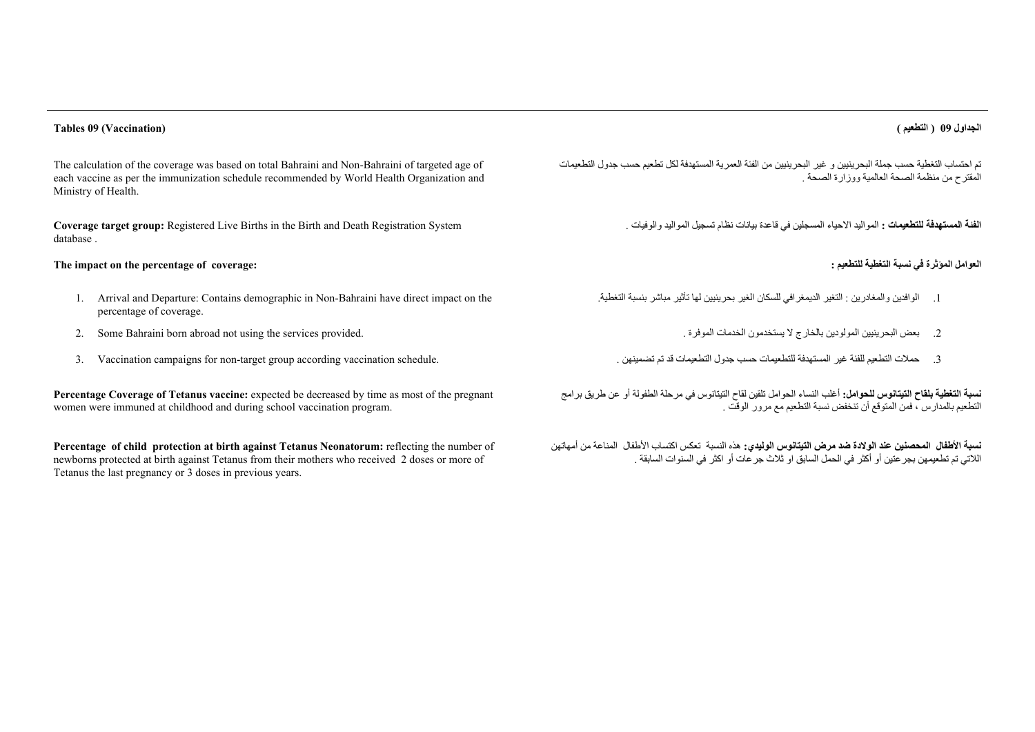## Tables 09 (Vaccination)

The calculation of the coverage was based on total Bahraini and Non-Bahraini of targeted age of each vaccine as per the immunization schedule recommended by World Health Organization and Ministry of Health.

**Coverage target group:** Registered Live Births in the Birth and Death Registration System database .

**The impact on the percentage of coverage:**

1. Arrival and Departure: Contains demographic in Non-Bahraini have direct impact on the percentage of coverage.
2. Some Bahraini born abroad not using the services provided.
3. Vaccination campaigns for non-target group according vaccination schedule.

**Percentage Coverage of Tetanus vaccine:** expected be decreased by time as most of the pregnant women were immuned at childhood and during school vaccination program.

**Percentage of child protection at birth against Tetanus Neonatorum:** reflecting the number of newborns protected at birth against Tetanus from their mothers who received 2 doses or more of Tetanus the last pregnancy or 3 doses in previous years.

## الجداول 09 ( التطعيم )

تم احتساب التغطية حسب جملة البحرينيين و غير البحرينيين من الفئة العمرية المستهدفة لكل تطعيم حسب جدول التطعيمات المقترح من منظمة الصحة العالمية ووزارة الصحة .

**الفئة المستهدفة للتطعيمات :** المواليد الاحياء المسجلين في قاعدة بيانات نظام تسجيل المواليد والوفيات .

**العوامل المؤثرة في نسبة التغطية للتطعيم :**

1. الوافدين والمغادرين : التغير الديمغرافي للسكان الغير بحرينيين لها تأثير مباشر بنسبة التغطية.
2. بعض البحرينيين المولودين بالخارج لا يستخدمون الخدمات الموفرة .
3. حملات التطعيم للفئة غير المستهدفة للتطعيمات حسب جدول التطعيمات قد تم تضمينهن .

**نسبة التغطية بلقاح التيتانوس للحوامل:** أغلب النساء الحوامل تلقين لقاح التيتانوس في مرحلة الطفولة أو عن طريق برامج التطعيم بالمدارس ، فمن المتوقع أن تنخفض نسبة التطعيم مع مرور الوقت .

**نسبة الأطفال المحصنين عند الولادة ضد مرض التيتانوس الوليدي:** هذه النسبة تعكس اكتساب الأطفال المناعة من أمهاتهن اللاتي تم تطعيمهن بجرعتين أو أكثر في الحمل السابق او ثلاث جرعات أو اكثر في السنوات السابقة .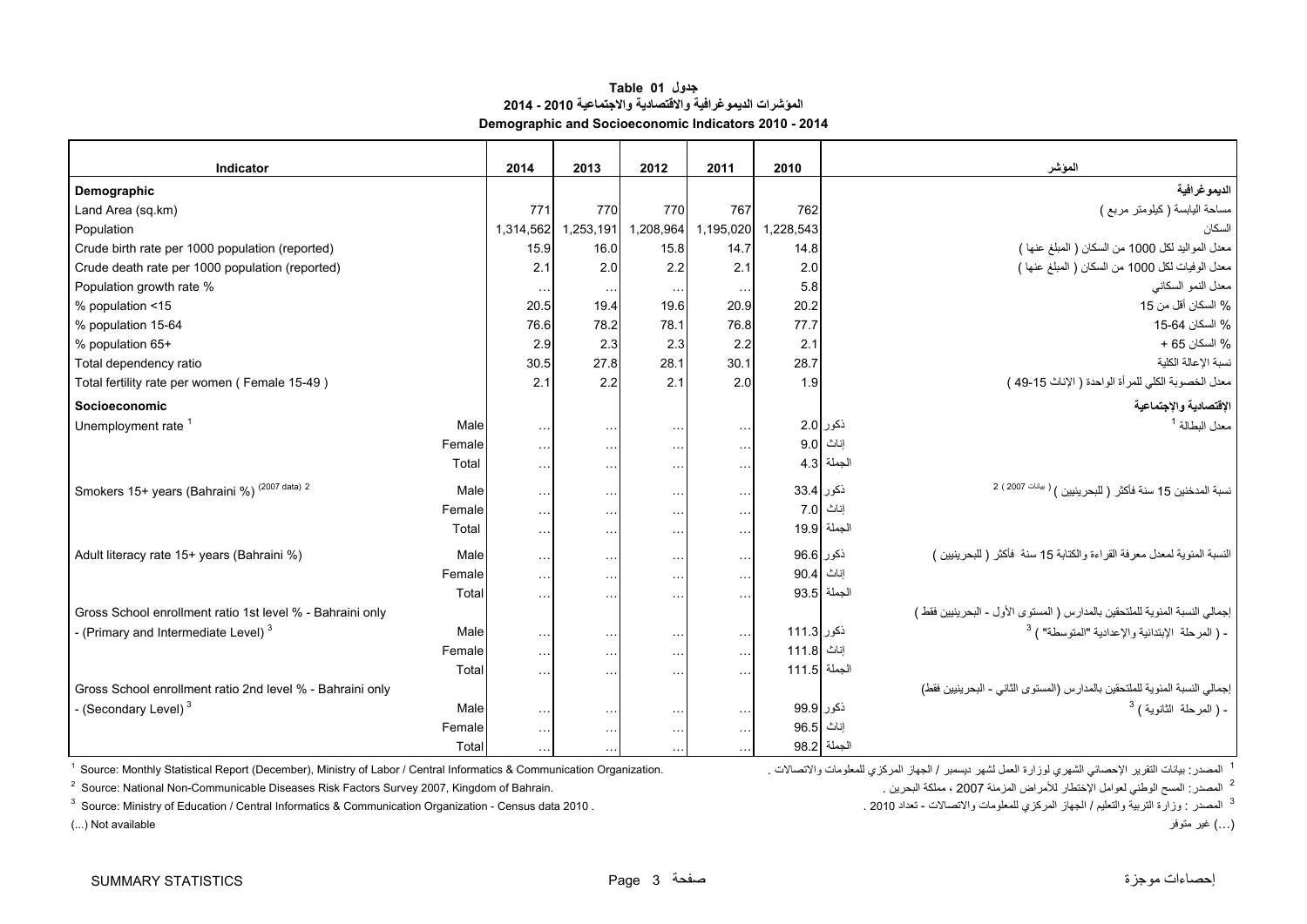**جدول Table 01**

**المؤشرات الديموغرافية والاقتصادية والاجتماعية 2010 - 2014**

**Demographic and Socioeconomic Indicators 2010 - 2014**

| Indicator | | 2014 | 2013 | 2012 | 2011 | 2010 | | المؤشر |
|---|---|---|---|---|---|---|---|---|
| **Demographic** | | | | | | | | **الديموغرافية** |
| Land Area (sq.km) | | 771 | 770 | 770 | 767 | 762 | | مساحة اليابسة ( كيلومتر مربع ) |
| Population | | 1,314,562 | 1,253,191 | 1,208,964 | 1,195,020 | 1,228,543 | | السكان |
| Crude birth rate per 1000 population (reported) | | 15.9 | 16.0 | 15.8 | 14.7 | 14.8 | | معدل المواليد لكل 1000 من السكان ( المبلغ عنها ) |
| Crude death rate per 1000 population (reported) | | 2.1 | 2.0 | 2.2 | 2.1 | 2.0 | | معدل الوفيات لكل 1000 من السكان ( المبلغ عنها ) |
| Population growth rate % | | ... | ... | ... | ... | 5.8 | | معدل النمو السكاني |
| % population <15 | | 20.5 | 19.4 | 19.6 | 20.9 | 20.2 | | % السكان أقل من 15 |
| % population 15-64 | | 76.6 | 78.2 | 78.1 | 76.8 | 77.7 | | % السكان 15-64 |
| % population 65+ | | 2.9 | 2.3 | 2.3 | 2.2 | 2.1 | | % السكان 65 + |
| Total dependency ratio | | 30.5 | 27.8 | 28.1 | 30.1 | 28.7 | | نسبة الإعالة الكلية |
| Total fertility rate per women ( Female 15-49 ) | | 2.1 | 2.2 | 2.1 | 2.0 | 1.9 | | معدل الخصوبة الكلي للمرأة الواحدة ( الإناث 15-49 ) |
| **Socioeconomic** | | | | | | | | **الإقتصادية والإجتماعية** |
| Unemployment rate [1] | Male | ... | ... | ... | ... | 2.0 | ذكور | معدل البطالة [1] |
| | Female | ... | ... | ... | ... | 9.0 | إناث | |
| | Total | ... | ... | ... | ... | 4.3 | الجملة | |
| Smokers 15+ years (Bahraini %) (2007 data) [2] | Male | ... | ... | ... | ... | 33.4 | ذكور | نسبة المدخنين 15 سنة فأكثر ( للبحرينيين ) ( بيانات 2007 ) [2] |
| | Female | ... | ... | ... | ... | 7.0 | إناث | |
| | Total | ... | ... | ... | ... | 19.9 | الجملة | |
| Adult literacy rate 15+ years (Bahraini %) | Male | ... | ... | ... | ... | 96.6 | ذكور | النسبة المئوية لمعدل معرفة القراءة والكتابة 15 سنة فأكثر ( للبحرينيين ) |
| | Female | ... | ... | ... | ... | 90.4 | إناث | |
| | Total | ... | ... | ... | ... | 93.5 | الجملة | |
| Gross School enrollment ratio 1st level % - Bahraini only | | | | | | | | إجمالي النسبة المئوية للملتحقين بالمدارس ( المستوى الأول - البحرينيين فقط ) |
| - (Primary and Intermediate Level) [3] | Male | ... | ... | ... | ... | 111.3 | ذكور | - ( المرحلة الإبتدائية والإعدادية "المتوسطة" ) [3] |
| | Female | ... | ... | ... | ... | 111.8 | إناث | |
| | Total | ... | ... | ... | ... | 111.5 | الجملة | |
| Gross School enrollment ratio 2nd level % - Bahraini only | | | | | | | | إجمالي النسبة المئوية للملتحقين بالمدارس (المستوى الثاني - البحرينيين فقط) |
| - (Secondary Level) [3] | Male | ... | ... | ... | ... | 99.9 | ذكور | - ( المرحلة الثانوية ) [3] |
| | Female | ... | ... | ... | ... | 96.5 | إناث | |
| | Total | ... | ... | ... | ... | 98.2 | الجملة | |

[1] Source: Monthly Statistical Report (December), Ministry of Labor / Central Informatics & Communication Organization.

[1] المصدر: بيانات التقرير الإحصائي الشهري لوزارة العمل لشهر ديسمبر / الجهاز المركزي للمعلومات والاتصالات .

[2] Source: National Non-Communicable Diseases Risk Factors Survey 2007, Kingdom of Bahrain.

[2] المصدر: المسح الوطني لعوامل الإختطار للأمراض المزمنة 2007 ، مملكة البحرين .

[3] Source: Ministry of Education / Central Informatics & Communication Organization - Census data 2010 .

[3] المصدر : وزارة التربية والتعليم / الجهاز المركزي للمعلومات والاتصالات - تعداد 2010 .

(...) Not available

(...) غير متوفر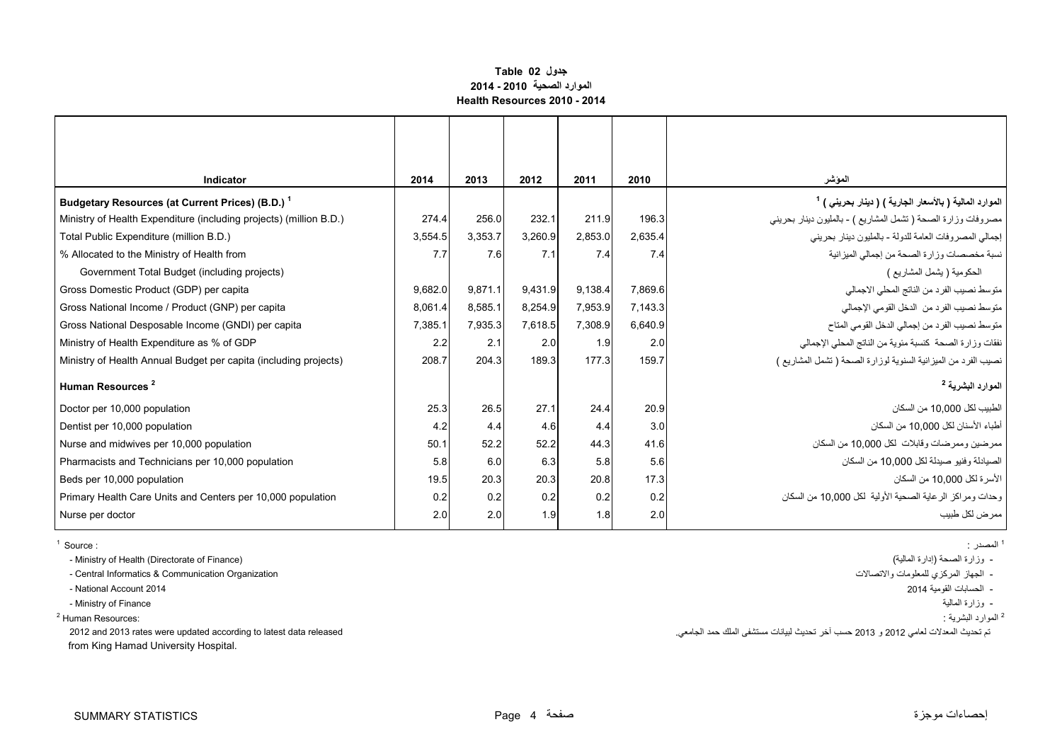# جدول Table 02
## الموارد الصحية 2010 - 2014
## Health Resources 2010 - 2014

| Indicator | 2014 | 2013 | 2012 | 2011 | 2010 | المؤشر |
|---|---|---|---|---|---|---|
| **Budgetary Resources (at Current Prices) (B.D.)** [1] | | | | | | **الموارد المالية ( بالأسعار الجارية ) ( دينار بحريني )** [1] |
| Ministry of Health Expenditure (including projects) (million B.D.) | 274.4 | 256.0 | 232.1 | 211.9 | 196.3 | مصروفات وزارة الصحة ( تشمل المشاريع ) - بالمليون دينار بحريني |
| Total Public Expenditure (million B.D.) | 3,554.5 | 3,353.7 | 3,260.9 | 2,853.0 | 2,635.4 | إجمالي المصروفات العامة للدولة - بالمليون دينار بحريني |
| % Allocated to the Ministry of Health from Government Total Budget (including projects) | 7.7 | 7.6 | 7.1 | 7.4 | 7.4 | نسبة مخصصات وزارة الصحة من إجمالي الميزانية الحكومية ( يشمل المشاريع ) |
| Gross Domestic Product (GDP) per capita | 9,682.0 | 9,871.1 | 9,431.9 | 9,138.4 | 7,869.6 | متوسط نصيب الفرد من الناتج المحلي الاجمالي |
| Gross National Income / Product (GNP) per capita | 8,061.4 | 8,585.1 | 8,254.9 | 7,953.9 | 7,143.3 | متوسط نصيب الفرد من الدخل القومي الإجمالي |
| Gross National Desposable Income (GNDI) per capita | 7,385.1 | 7,935.3 | 7,618.5 | 7,308.9 | 6,640.9 | متوسط نصيب الفرد من إجمالي الدخل القومي المتاح |
| Ministry of Health Expenditure as % of GDP | 2.2 | 2.1 | 2.0 | 1.9 | 2.0 | نفقات وزارة الصحة كنسبة مئوية من الناتج المحلي الإجمالي |
| Ministry of Health Annual Budget per capita (including projects) | 208.7 | 204.3 | 189.3 | 177.3 | 159.7 | نصيب الفرد من الميزانية السنوية لوزارة الصحة ( تشمل المشاريع ) |
| **Human Resources** [2] | | | | | | **الموارد البشرية** [2] |
| Doctor per 10,000 population | 25.3 | 26.5 | 27.1 | 24.4 | 20.9 | الطبيب لكل 10,000 من السكان |
| Dentist per 10,000 population | 4.2 | 4.4 | 4.6 | 4.4 | 3.0 | أطباء الأسنان لكل 10,000 من السكان |
| Nurse and midwives per 10,000 population | 50.1 | 52.2 | 52.2 | 44.3 | 41.6 | ممرضين وممرضات وقابلات لكل 10,000 من السكان |
| Pharmacists and Technicians per 10,000 population | 5.8 | 6.0 | 6.3 | 5.8 | 5.6 | الصيادلة وفنيو صيدلة لكل 10,000 من السكان |
| Beds per 10,000 population | 19.5 | 20.3 | 20.3 | 20.8 | 17.3 | الأسرة لكل 10,000 من السكان |
| Primary Health Care Units and Centers per 10,000 population | 0.2 | 0.2 | 0.2 | 0.2 | 0.2 | وحدات ومراكز الرعاية الصحية الأولية لكل 10,000 من السكان |
| Nurse per doctor | 2.0 | 2.0 | 1.9 | 1.8 | 2.0 | ممرض لكل طبيب |

[1] Source :
- Ministry of Health (Directorate of Finance)
- Central Informatics & Communication Organization
- National Account 2014
- Ministry of Finance

[2] Human Resources:
2012 and 2013 rates were updated according to latest data released from King Hamad University Hospital.

[1] المصدر :
- وزارة الصحة (إدارة المالية)
- الجهاز المركزي للمعلومات والاتصالات
- الحسابات القومية 2014
- وزارة المالية

[2] الموارد البشرية :
تم تحديث المعدلات لعامي 2012 و 2013 حسب آخر تحديث لبيانات مستشفى الملك حمد الجامعي.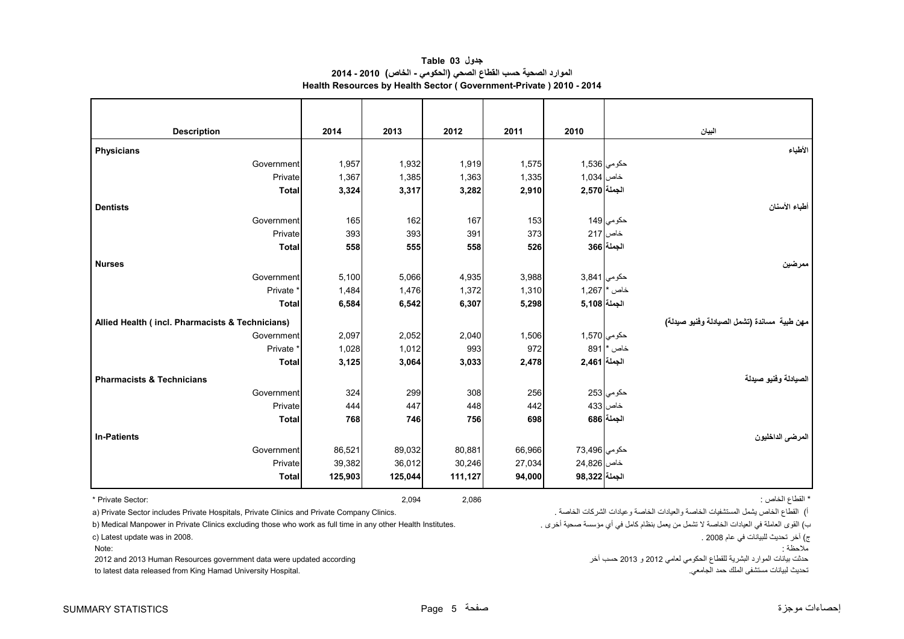# جدول Table 03

## الموارد الصحية حسب القطاع الصحي (الحكومي - الخاص) 2010 - 2014

## Health Resources by Health Sector ( Government-Private ) 2010 - 2014

| Description | 2014 | 2013 | 2012 | 2011 | 2010 | البيان |
|---|---|---|---|---|---|---|
| **Physicians** | | | | | | **الأطباء** |
| Government | 1,957 | 1,932 | 1,919 | 1,575 | 1,536 | حكومي |
| Private | 1,367 | 1,385 | 1,363 | 1,335 | 1,034 | خاص |
| **Total** | **3,324** | **3,317** | **3,282** | **2,910** | **2,570** | **الجملة** |
| **Dentists** | | | | | | **أطباء الأسنان** |
| Government | 165 | 162 | 167 | 153 | 149 | حكومي |
| Private | 393 | 393 | 391 | 373 | 217 | خاص |
| **Total** | **558** | **555** | **558** | **526** | **366** | **الجملة** |
| **Nurses** | | | | | | **ممرضين** |
| Government | 5,100 | 5,066 | 4,935 | 3,988 | 3,841 | حكومي |
| Private * | 1,484 | 1,476 | 1,372 | 1,310 | 1,267 | خاص * |
| **Total** | **6,584** | **6,542** | **6,307** | **5,298** | **5,108** | **الجملة** |
| **Allied Health ( incl. Pharmacists & Technicians)** | | | | | | **مهن طبية مساندة (تشمل الصيادلة وفنيو صيدلة)** |
| Government | 2,097 | 2,052 | 2,040 | 1,506 | 1,570 | حكومي |
| Private * | 1,028 | 1,012 | 993 | 972 | 891 | خاص * |
| **Total** | **3,125** | **3,064** | **3,033** | **2,478** | **2,461** | **الجملة** |
| **Pharmacists & Technicians** | | | | | | **الصيادلة وفنيو صيدلة** |
| Government | 324 | 299 | 308 | 256 | 253 | حكومي |
| Private | 444 | 447 | 448 | 442 | 433 | خاص |
| **Total** | **768** | **746** | **756** | **698** | **686** | **الجملة** |
| **In-Patients** | | | | | | **المرضى الداخليون** |
| Government | 86,521 | 89,032 | 80,881 | 66,966 | 73,496 | حكومي |
| Private | 39,382 | 36,012 | 30,246 | 27,034 | 24,826 | خاص |
| **Total** | **125,903** | **125,044** | **111,127** | **94,000** | **98,322** | **الجملة** |

\* Private Sector: 2,094 2,086 — * القطاع الخاص :

a) Private Sector includes Private Hospitals, Private Clinics and Private Company Clinics.

أ) القطاع الخاص يشمل المستشفيات الخاصة والعيادات الخاصة وعيادات الشركات الخاصة .

b) Medical Manpower in Private Clinics excluding those who work as full time in any other Health Institutes.

ب) القوى العاملة في العيادات الخاصة لا تشمل من يعمل بنظام كامل في أي مؤسسة صحية أخرى .

c) Latest update was in 2008.

ج) آخر تحديث للبيانات في عام 2008 .

Note:

2012 and 2013 Human Resources government data were updated according to latest data released from King Hamad University Hospital.

ملاحظة :

حدثت بيانات الموارد البشرية للقطاع الحكومي لعامي 2012 و 2013 حسب آخر تحديث لبيانات مستشفى الملك حمد الجامعي.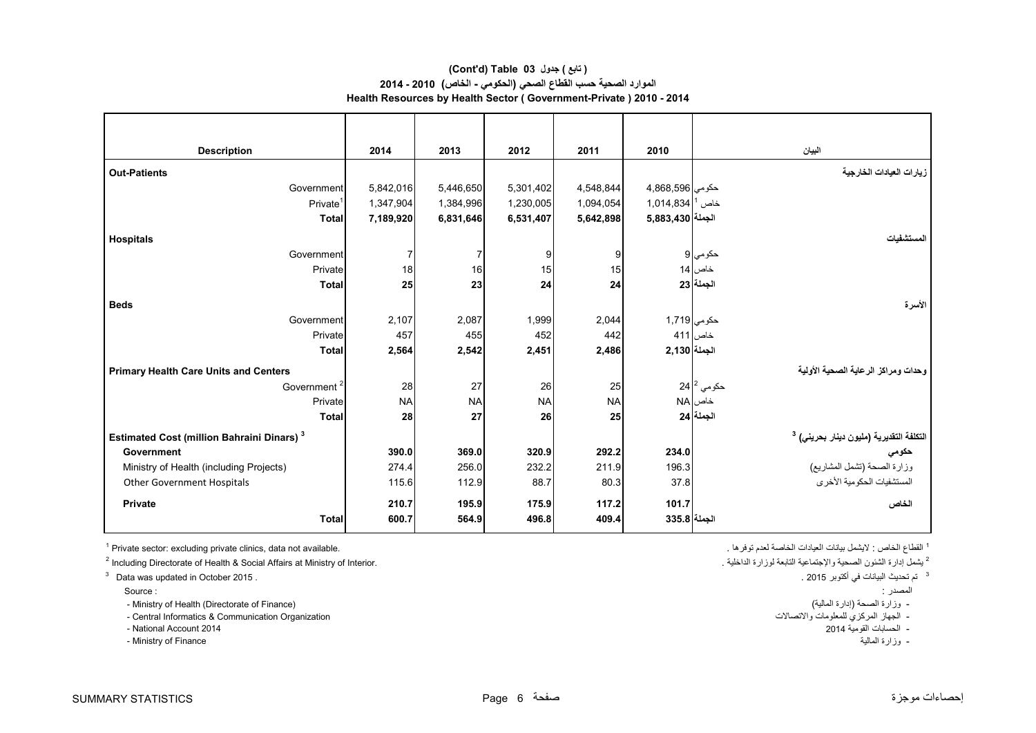**(Cont'd) Table 03 جدول ( تابع )**

**الموارد الصحية حسب القطاع الصحي (الحكومي - الخاص) 2010 - 2014**

**Health Resources by Health Sector ( Government-Private ) 2010 - 2014**

| Description | 2014 | 2013 | 2012 | 2011 | 2010 | البيان |
|---|---|---|---|---|---|---|
| **Out-Patients** | | | | | | **زيارات العيادات الخارجية** |
| Government | 5,842,016 | 5,446,650 | 5,301,402 | 4,548,844 | 4,868,596 | حكومي |
| Private[1] | 1,347,904 | 1,384,996 | 1,230,005 | 1,094,054 | 1,014,834 | خاص [1] |
| **Total** | **7,189,920** | **6,831,646** | **6,531,407** | **5,642,898** | **5,883,430** | **الجملة** |
| **Hospitals** | | | | | | **المستشفيات** |
| Government | 7 | 7 | 9 | 9 | 9 | حكومي |
| Private | 18 | 16 | 15 | 15 | 14 | خاص |
| **Total** | **25** | **23** | **24** | **24** | **23** | **الجملة** |
| **Beds** | | | | | | **الأسرة** |
| Government | 2,107 | 2,087 | 1,999 | 2,044 | 1,719 | حكومي |
| Private | 457 | 455 | 452 | 442 | 411 | خاص |
| **Total** | **2,564** | **2,542** | **2,451** | **2,486** | **2,130** | **الجملة** |
| **Primary Health Care Units and Centers** | | | | | | **وحدات ومراكز الرعاية الصحية الأولية** |
| Government [2] | 28 | 27 | 26 | 25 | 24 | حكومي [2] |
| Private | NA | NA | NA | NA | NA | خاص |
| **Total** | **28** | **27** | **26** | **25** | **24** | **الجملة** |
| **Estimated Cost (million Bahraini Dinars) [3]** | | | | | | **التكلفة التقديرية (مليون دينار بحريني) [3]** |
| **Government** | **390.0** | **369.0** | **320.9** | **292.2** | **234.0** | **حكومي** |
| Ministry of Health (including Projects) | 274.4 | 256.0 | 232.2 | 211.9 | 196.3 | وزارة الصحة (تشمل المشاريع) |
| Other Government Hospitals | 115.6 | 112.9 | 88.7 | 80.3 | 37.8 | المستشفيات الحكومية الأخرى |
| **Private** | **210.7** | **195.9** | **175.9** | **117.2** | **101.7** | **الخاص** |
| **Total** | **600.7** | **564.9** | **496.8** | **409.4** | **335.8** | **الجملة** |

[1] Private sector: excluding private clinics, data not available.

[2] Including Directorate of Health & Social Affairs at Ministry of Interior.

[3] Data was updated in October 2015 .

Source :

- Ministry of Health (Directorate of Finance)
- Central Informatics & Communication Organization
- National Account 2014
- Ministry of Finance

[1] القطاع الخاص : لايشمل بيانات العيادات الخاصة لعدم توفرها .

[2] يشمل إدارة الشئون الصحية والإجتماعية التابعة لوزارة الداخلية .

[3] تم تحديث البيانات في أكتوبر 2015 .

المصدر :

- وزارة الصحة (إدارة المالية)
- الجهاز المركزي للمعلومات والاتصالات
- الحسابات القومية 2014
- وزارة المالية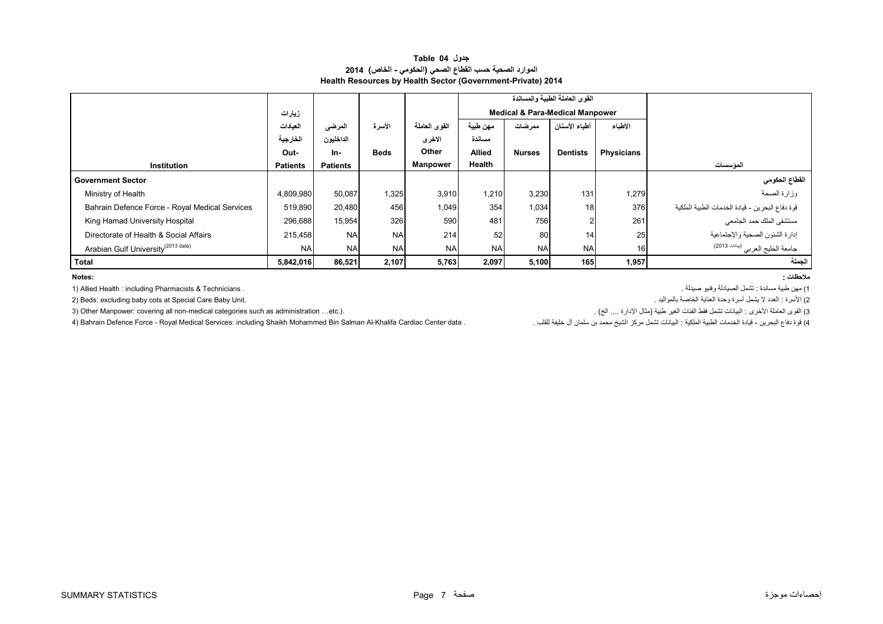## جدول Table 04
### الموارد الصحية حسب القطاع الصحي (الحكومي - الخاص) 2014
### Health Resources by Health Sector (Government-Private) 2014

| Institution | زيارات العيادات الخارجية Out-Patients | المرضى الداخليون In-Patients | الأسرة Beds | القوى العاملة الاخرى Other Manpower | القوى العاملة الطبية والمساندة Medical & Para-Medical Manpower | | | | المؤسسات |
|---|---|---|---|---|---|---|---|---|---|
| | | | | | مهن طبية مساندة Allied Health | ممرضات Nurses | أطباء الأسنان Dentists | الأطباء Physicians | |
| **Government Sector** | | | | | | | | | **القطاع الحكومي** |
| Ministry of Health | 4,809,980 | 50,087 | 1,325 | 3,910 | 1,210 | 3,230 | 131 | 1,279 | وزارة الصحة |
| Bahrain Defence Force - Royal Medical Services | 519,890 | 20,480 | 456 | 1,049 | 354 | 1,034 | 18 | 376 | قوة دفاع البحرين - قيادة الخدمات الطبية الملكية |
| King Hamad University Hospital | 296,688 | 15,954 | 326 | 590 | 481 | 756 | 2 | 261 | مستشفى الملك حمد الجامعي |
| Directorate of Health & Social Affairs | 215,458 | NA | NA | 214 | 52 | 80 | 14 | 25 | إدارة الشئون الصحية والإجتماعية |
| Arabian Gulf University(2013 data) | NA | NA | NA | NA | NA | NA | NA | 16 | جامعة الخليج العربي (بيانات 2013) |
| **Total** | **5,842,016** | **86,521** | **2,107** | **5,763** | **2,097** | **5,100** | **165** | **1,957** | **الجملة** |

**Notes:**

1) Allied Health : including Pharmacists & Technicians .

2) Beds: excluding baby cots at Special Care Baby Unit.

3) Other Manpower: covering all non-medical categories such as administration …etc.).

4) Bahrain Defence Force - Royal Medical Services: including Shaikh Mohammed Bin Salman Al-Khalifa Cardiac Center data .

**ملاحظات :**

1) مهن طبية مساندة : تشمل الصيادلة وفنيو صيدلة .

2) الأسرة : العدد لا يشمل أسرة وحدة العناية الخاصة بالمواليد .

3) القوى العاملة الأخرى : البيانات تشمل فقط الفئات الغير طبية (مثال الإدارة .... الخ) .

4) قوة دفاع البحرين - قيادة الخدمات الطبية الملكية : البيانات تشمل مركز الشيخ محمد بن سلمان آل خليفة للقلب .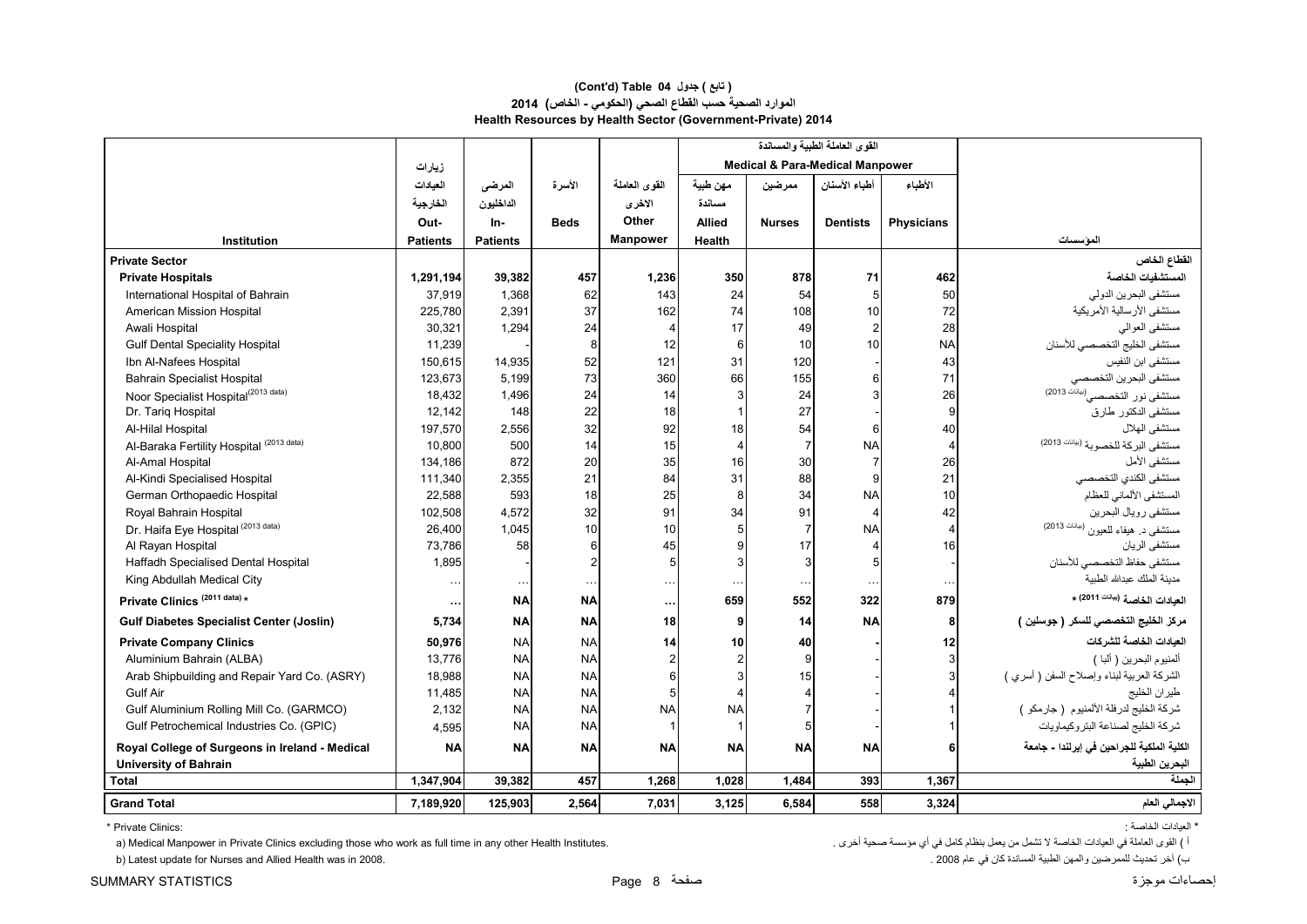## (Cont'd) Table 04 جدول ( تابع )

### الموارد الصحية حسب القطاع الصحي (الحكومي - الخاص) 2014

### Health Resources by Health Sector (Government-Private) 2014

| Institution | زيارات العيادات الخارجية Out-Patients | المرضى الداخليون In-Patients | الأسرة Beds | القوى العاملة الاخرى Other Manpower | القوى العاملة الطبية والمساندة Medical & Para-Medical Manpower مهن طبية مساندة Allied Health | ممرضين Nurses | أطباء الأسنان Dentists | الأطباء Physicians | المؤسسات |
|---|---|---|---|---|---|---|---|---|---|
| **Private Sector** | | | | | | | | | **القطاع الخاص** |
| **Private Hospitals** | **1,291,194** | **39,382** | **457** | **1,236** | **350** | **878** | **71** | **462** | **المستشفيات الخاصة** |
| International Hospital of Bahrain | 37,919 | 1,368 | 62 | 143 | 24 | 54 | 5 | 50 | مستشفى البحرين الدولي |
| American Mission Hospital | 225,780 | 2,391 | 37 | 162 | 74 | 108 | 10 | 72 | مستشفى الأرسالية الأمريكية |
| Awali Hospital | 30,321 | 1,294 | 24 | 4 | 17 | 49 | 2 | 28 | مستشفى العوالي |
| Gulf Dental Speciality Hospital | 11,239 | - | 8 | 12 | 6 | 10 | 10 | NA | مستشفى الخليج التخصصي للأسنان |
| Ibn Al-Nafees Hospital | 150,615 | 14,935 | 52 | 121 | 31 | 120 | - | 43 | مستشفى ابن النفيس |
| Bahrain Specialist Hospital | 123,673 | 5,199 | 73 | 360 | 66 | 155 | 6 | 71 | مستشفى البحرين التخصصي |
| Noor Specialist Hospital (2013 data) | 18,432 | 1,496 | 24 | 14 | 3 | 24 | 3 | 26 | مستشفى نور التخصصي (بيانات 2013) |
| Dr. Tariq Hospital | 12,142 | 148 | 22 | 18 | 1 | 27 | - | 9 | مستشفى الدكتور طارق |
| Al-Hilal Hospital | 197,570 | 2,556 | 32 | 92 | 18 | 54 | 6 | 40 | مستشفى الهلال |
| Al-Baraka Fertility Hospital (2013 data) | 10,800 | 500 | 14 | 15 | 4 | 7 | NA | 4 | مستشفى البركة للخصوبة (بيانات 2013) |
| Al-Amal Hospital | 134,186 | 872 | 20 | 35 | 16 | 30 | 7 | 26 | مستشفى الأمل |
| Al-Kindi Specialised Hospital | 111,340 | 2,355 | 21 | 84 | 31 | 88 | 9 | 21 | مستشفى الكندي التخصصي |
| German Orthopaedic Hospital | 22,588 | 593 | 18 | 25 | 8 | 34 | NA | 10 | المستشفى الألماني للعظام |
| Royal Bahrain Hospital | 102,508 | 4,572 | 32 | 91 | 34 | 91 | 4 | 42 | مستشفى رويال البحرين |
| Dr. Haifa Eye Hospital (2013 data) | 26,400 | 1,045 | 10 | 10 | 5 | 7 | NA | 4 | مستشفى د. هيفاء للعيون (بيانات 2013) |
| Al Rayan Hospital | 73,786 | 58 | 6 | 45 | 9 | 17 | 4 | 16 | مستشفى الريان |
| Haffadh Specialised Dental Hospital | 1,895 | - | 2 | 5 | 3 | 3 | 5 | - | مستشفى حفاظ التخصصي للأسنان |
| King Abdullah Medical City | … | … | … | … | … | … | … | … | مدينة الملك عبدالله الطبية |
| **Private Clinics (2011 data) *** | **…** | **NA** | **NA** | **…** | **659** | **552** | **322** | **879** | **العيادات الخاصة (بيانات 2011) *** |
| **Gulf Diabetes Specialist Center (Joslin)** | **5,734** | **NA** | **NA** | **18** | **9** | **14** | **NA** | **8** | **مركز الخليج التخصصي للسكر ( جوسلين )** |
| **Private Company Clinics** | **50,976** | NA | NA | **14** | **10** | **40** | - | **12** | **العيادات الخاصة للشركات** |
| Aluminium Bahrain (ALBA) | 13,776 | NA | NA | 2 | 2 | 9 | - | 3 | المنيوم البحرين ( ألبا ) |
| Arab Shipbuilding and Repair Yard Co. (ASRY) | 18,988 | NA | NA | 6 | 3 | 15 | - | 3 | الشركة العربية لبناء وإصلاح السفن ( أسري ) |
| Gulf Air | 11,485 | NA | NA | 5 | 4 | 4 | - | 4 | طيران الخليج |
| Gulf Aluminium Rolling Mill Co. (GARMCO) | 2,132 | NA | NA | NA | NA | 7 | - | 1 | شركة الخليج لدرفلة الألمنيوم ( جارمكو ) |
| Gulf Petrochemical Industries Co. (GPIC) | 4,595 | NA | NA | 1 | 1 | 5 | - | 1 | شركة الخليج لصناعة البتروكيماويات |
| **Royal College of Surgeons in Ireland - Medical University of Bahrain** | **NA** | **NA** | **NA** | **NA** | **NA** | **NA** | **NA** | **6** | **الكلية الملكية للجراحين في إيرلندا - جامعة البحرين الطبية** |
| **Total** | **1,347,904** | **39,382** | **457** | **1,268** | **1,028** | **1,484** | **393** | **1,367** | **الجملة** |
| **Grand Total** | **7,189,920** | **125,903** | **2,564** | **7,031** | **3,125** | **6,584** | **558** | **3,324** | **الاجمالي العام** |

\* Private Clinics:

a) Medical Manpower in Private Clinics excluding those who work as full time in any other Health Institutes.

b) Latest update for Nurses and Allied Health was in 2008.

\* العيادات الخاصة :

أ ) القوى العاملة في العيادات الخاصة لا تشمل من يعمل بنظام كامل في أي مؤسسة صحية أخرى .

ب) آخر تحديث للممرضين والمهن الطبية المساندة كان في عام 2008 .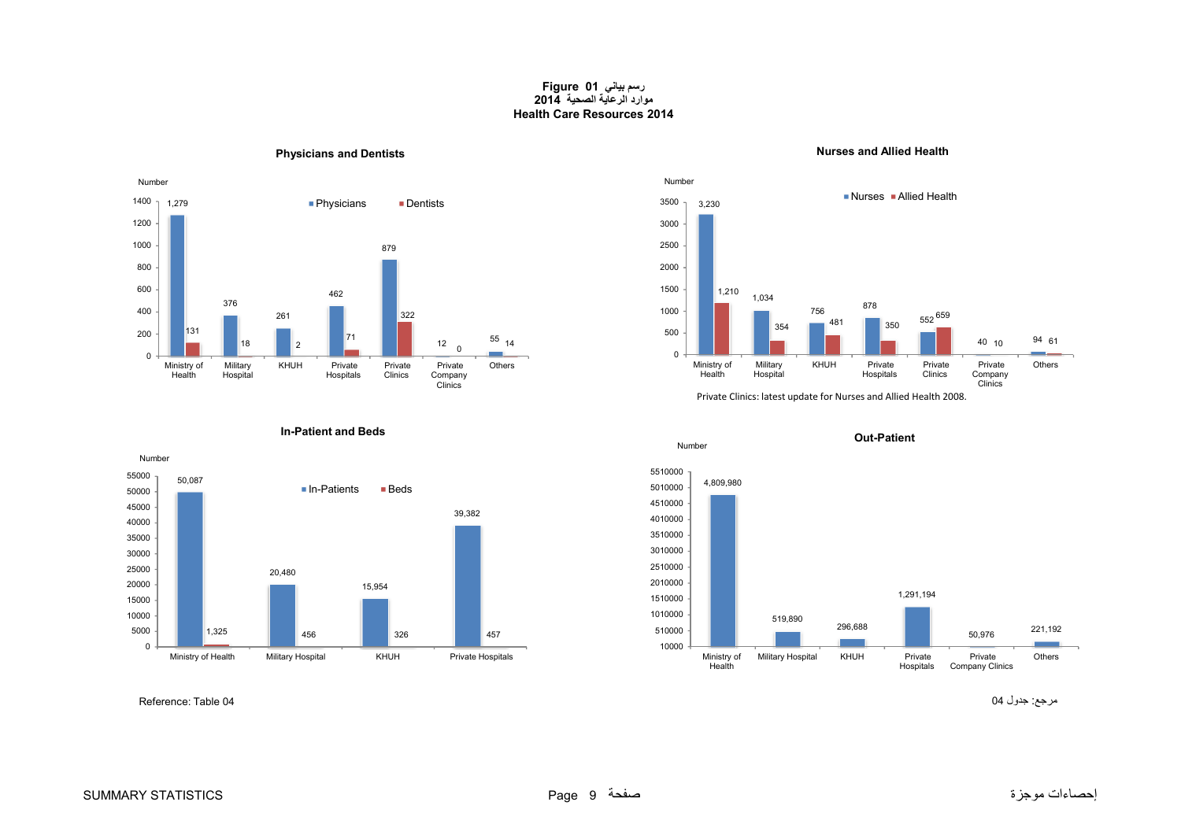**Figure 01 رسم بياني**
**موارد الرعاية الصحية 2014**
**Health Care Resources 2014**

### Physicians and Dentists

| | Physicians | Dentists |
|---|---|---|
| Ministry of Health | 1,279 | 131 |
| Military Hospital | 376 | 18 |
| KHUH | 261 | 2 |
| Private Hospitals | 462 | 71 |
| Private Clinics | 879 | 322 |
| Private Company Clinics | 12 | 0 |
| Others | 55 | 14 |

### Nurses and Allied Health

| | Nurses | Allied Health |
|---|---|---|
| Ministry of Health | 3,230 | 1,210 |
| Military Hospital | 1,034 | 354 |
| KHUH | 756 | 481 |
| Private Hospitals | 878 | 350 |
| Private Clinics | 552 | 659 |
| Private Company Clinics | 40 | 10 |
| Others | 94 | 61 |

Private Clinics: latest update for Nurses and Allied Health 2008.

### In-Patient and Beds

| | In-Patients | Beds |
|---|---|---|
| Ministry of Health | 50,087 | 1,325 |
| Military Hospital | 20,480 | 456 |
| KHUH | 15,954 | 326 |
| Private Hospitals | 39,382 | 457 |

### Out-Patient

| | Out-Patient |
|---|---|
| Ministry of Health | 4,809,980 |
| Military Hospital | 519,890 |
| KHUH | 296,688 |
| Private Hospitals | 1,291,194 |
| Private Company Clinics | 50,976 |
| Others | 221,192 |

Reference: Table 04

مرجع: جدول 04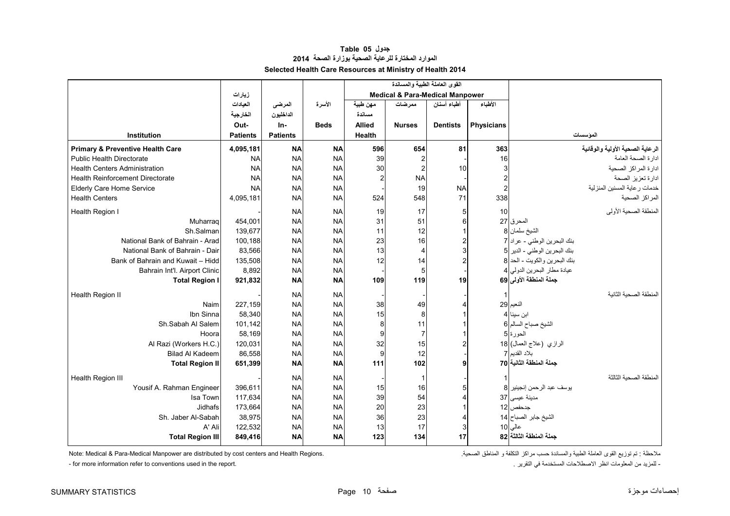**جدول Table 05**

**الموارد المختارة للرعاية الصحية بوزارة الصحة 2014**

**Selected Health Care Resources at Ministry of Health 2014**

| Institution | زيارات العيادات الخارجية Out-Patients | المرضى الداخليون In-Patients | الأسرة Beds | القوى العاملة الطبية والمساندة Medical & Para-Medical Manpower مهن طبية مساندة Allied Health | ممرضات Nurses | أطباء أسنان Dentists | الأطباء Physicians | المؤسسات |
|---|---|---|---|---|---|---|---|---|
| **Primary & Preventive Health Care** | **4,095,181** | **NA** | **NA** | **596** | **654** | **81** | **363** | **الرعاية الصحية الأولية والوقائية** |
| Public Health Directorate | NA | NA | NA | 39 | 2 | - | 16 | ادارة الصحة العامة |
| Health Centers Administration | NA | NA | NA | 30 | 2 | 10 | 3 | ادارة المراكز الصحية |
| Health Reinforcement Directorate | NA | NA | NA | 2 | NA | - | 2 | ادارة تعزيز الصحة |
| Elderly Care Home Service | NA | NA | NA | - | 19 | NA | 2 | خدمات رعاية المسنين المنزلية |
| Health Centers | 4,095,181 | NA | NA | 524 | 548 | 71 | 338 | المراكز الصحية |
| Health Region I | - | NA | NA | 19 | 17 | 5 | 10 | المنطقة الصحية الأولى |
| Muharraq | 454,001 | NA | NA | 31 | 51 | 6 | 27 | المحرق |
| Sh.Salman | 139,677 | NA | NA | 11 | 12 | 1 | 8 | الشيخ سلمان |
| National Bank of Bahrain - Arad | 100,188 | NA | NA | 23 | 16 | 2 | 7 | بنك البحرين الوطني - عراد |
| National Bank of Bahrain - Dair | 83,566 | NA | NA | 13 | 4 | 3 | 5 | بنك البحرين الوطني - الدير |
| Bank of Bahrain and Kuwait – Hidd | 135,508 | NA | NA | 12 | 14 | 2 | 8 | بنك البحرين والكويت - الحد |
| Bahrain Int'l. Airport Clinic | 8,892 | NA | NA | - | 5 | - | 4 | عيادة مطار البحرين الدولي |
| **Total Region I** | **921,832** | **NA** | **NA** | **109** | **119** | **19** | **69** | **جملة المنطقة الأولى** |
| Health Region II | - | NA | NA | - | - | - | 1 | المنطقة الصحية الثانية |
| Naim | 227,159 | NA | NA | 38 | 49 | 4 | 29 | النعيم |
| Ibn Sinna | 58,340 | NA | NA | 15 | 8 | 1 | 4 | ابن سينا |
| Sh.Sabah Al Salem | 101,142 | NA | NA | 8 | 11 | 1 | 6 | الشيخ صباح السالم |
| Hoora | 58,169 | NA | NA | 9 | 7 | 1 | 5 | الحورة |
| Al Razi (Workers H.C.) | 120,031 | NA | NA | 32 | 15 | 2 | 18 | الرازي (علاج العمال) |
| Bilad Al Kadeem | 86,558 | NA | NA | 9 | 12 | - | 7 | بلاد القديم |
| **Total Region II** | **651,399** | **NA** | **NA** | **111** | **102** | **9** | **70** | **جملة المنطقة الثانية** |
| Health Region III | - | NA | NA | - | 1 | - | 1 | المنطقة الصحية الثالثة |
| Yousif A. Rahman Engineer | 396,611 | NA | NA | 15 | 16 | 5 | 8 | يوسف عبد الرحمن إنجينير |
| Isa Town | 117,634 | NA | NA | 39 | 54 | 4 | 37 | مدينة عيسى |
| Jidhafs | 173,664 | NA | NA | 20 | 23 | 1 | 12 | جدحفص |
| Sh. Jaber Al-Sabah | 38,975 | NA | NA | 36 | 23 | 4 | 14 | الشيخ جابر الصباح |
| A' Ali | 122,532 | NA | NA | 13 | 17 | 3 | 10 | عالي |
| **Total Region III** | **849,416** | **NA** | **NA** | **123** | **134** | **17** | **82** | **جملة المنطقة الثالثة** |

Note: Medical & Para-Medical Manpower are distributed by cost centers and Health Regions.

- for more information refer to conventions used in the report.

ملاحظة : تم توزيع القوى العاملة الطبية والمساندة حسب مراكز التكلفة و المناطق الصحية.

- للمزيد من المعلومات انظر الاصطلاحات المستخدمة في التقرير .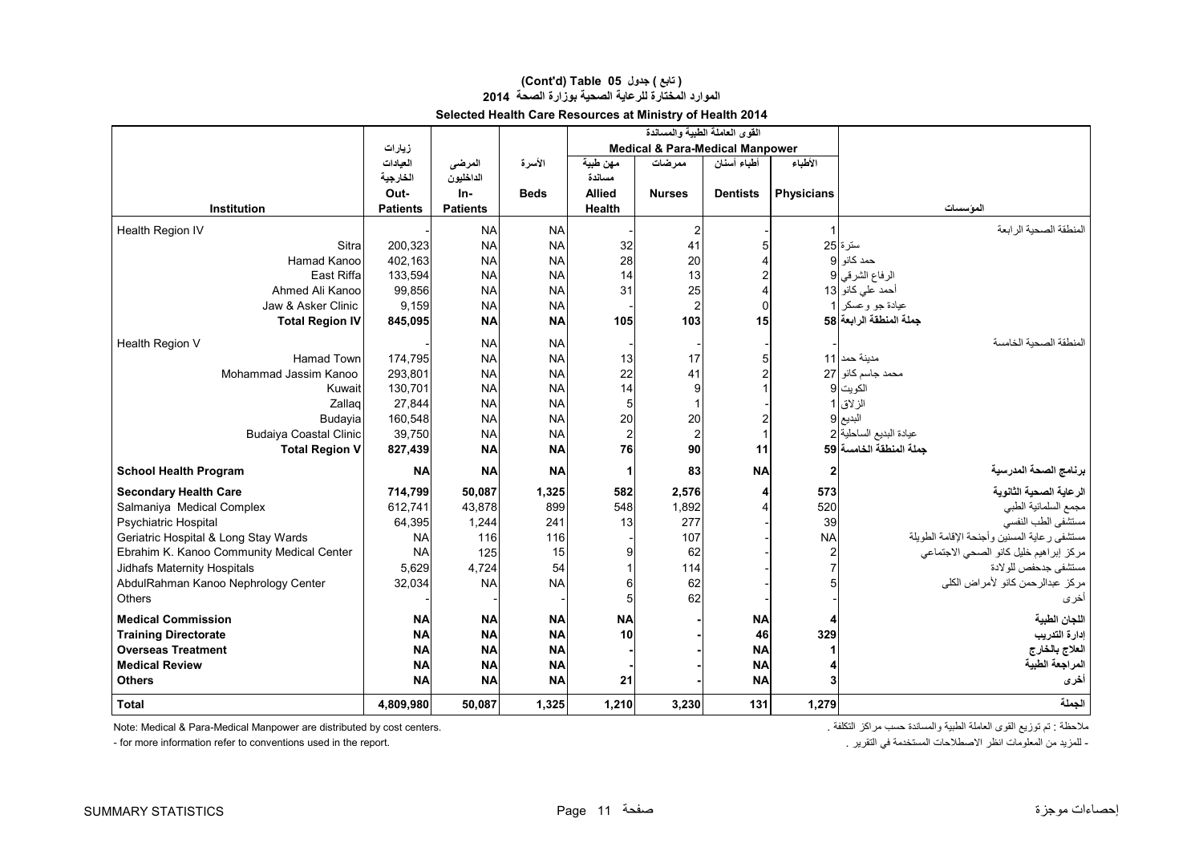## (Cont'd) Table 05 جدول ( تابع )

## الموارد المختارة للرعاية الصحية بوزارة الصحة 2014

## Selected Health Care Resources at Ministry of Health 2014

| Institution | زيارات العيادات الخارجية Out-Patients | المرضى الداخليون In-Patients | الأسرة Beds | القوى العاملة الطبية والمساندة Medical & Para-Medical Manpower | | | | المؤسسات |
|---|---|---|---|---|---|---|---|---|
| | | | | مهن طبية مساندة Allied Health | ممرضات Nurses | أطباء أسنان Dentists | الأطباء Physicians | |
| Health Region IV | - | NA | NA | - | 2 | - | 1 | المنطقة الصحية الرابعة |
| Sitra | 200,323 | NA | NA | 32 | 41 | 5 | 25 | سترة |
| Hamad Kanoo | 402,163 | NA | NA | 28 | 20 | 4 | 9 | حمد كانو |
| East Riffa | 133,594 | NA | NA | 14 | 13 | 2 | 9 | الرفاع الشرقي |
| Ahmed Ali Kanoo | 99,856 | NA | NA | 31 | 25 | 4 | 13 | أحمد علي كانو |
| Jaw & Asker Clinic | 9,159 | NA | NA | - | 2 | 0 | 1 | عيادة جو وعسكر |
| **Total Region IV** | **845,095** | **NA** | **NA** | **105** | **103** | **15** | **58** | **جملة المنطقة الرابعة** |
| Health Region V | - | NA | NA | - | - | - | - | المنطقة الصحية الخامسة |
| Hamad Town | 174,795 | NA | NA | 13 | 17 | 5 | 11 | مدينة حمد |
| Mohammad Jassim Kanoo | 293,801 | NA | NA | 22 | 41 | 2 | 27 | محمد جاسم كانو |
| Kuwait | 130,701 | NA | NA | 14 | 9 | 1 | 9 | الكويت |
| Zallaq | 27,844 | NA | NA | 5 | 1 | - | 1 | الزلاق |
| Budayia | 160,548 | NA | NA | 20 | 20 | 2 | 9 | البديع |
| Budaiya Coastal Clinic | 39,750 | NA | NA | 2 | 2 | 1 | 2 | عيادة البديع الساحلية |
| **Total Region V** | **827,439** | **NA** | **NA** | **76** | **90** | **11** | **59** | **جملة المنطقة الخامسة** |
| **School Health Program** | **NA** | **NA** | **NA** | **1** | **83** | **NA** | **2** | **برنامج الصحة المدرسية** |
| **Secondary Health Care** | **714,799** | **50,087** | **1,325** | **582** | **2,576** | **4** | **573** | **الرعاية الصحية الثانوية** |
| Salmaniya Medical Complex | 612,741 | 43,878 | 899 | 548 | 1,892 | 4 | 520 | مجمع السلمانية الطبي |
| Psychiatric Hospital | 64,395 | 1,244 | 241 | 13 | 277 | - | 39 | مستشفى الطب النفسي |
| Geriatric Hospital & Long Stay Wards | NA | 116 | 116 | - | 107 | - | NA | مستشفى رعاية المسنين وأجنحة الإقامة الطويلة |
| Ebrahim K. Kanoo Community Medical Center | NA | 125 | 15 | 9 | 62 | - | 2 | مركز إبراهيم خليل كانو الصحي الاجتماعي |
| Jidhafs Maternity Hospitals | 5,629 | 4,724 | 54 | 1 | 114 | - | 7 | مستشفى جدحفص للولادة |
| AbdulRahman Kanoo Nephrology Center | 32,034 | NA | NA | 6 | 62 | - | 5 | مركز عبدالرحمن كانو لأمراض الكلى |
| Others | - | - | - | 5 | 62 | - | - | أخرى |
| **Medical Commission** | **NA** | **NA** | **NA** | **NA** | **-** | **NA** | **4** | **اللجان الطبية** |
| **Training Directorate** | **NA** | **NA** | **NA** | **10** | **-** | **46** | **329** | **إدارة التدريب** |
| **Overseas Treatment** | **NA** | **NA** | **NA** | **-** | **-** | **NA** | **1** | **العلاج بالخارج** |
| **Medical Review** | **NA** | **NA** | **NA** | **-** | **-** | **NA** | **4** | **المراجعة الطبية** |
| **Others** | **NA** | **NA** | **NA** | **21** | **-** | **NA** | **3** | **أخرى** |
| **Total** | **4,809,980** | **50,087** | **1,325** | **1,210** | **3,230** | **131** | **1,279** | **الجملة** |

Note: Medical & Para-Medical Manpower are distributed by cost centers.

- for more information refer to conventions used in the report.

ملاحظة : تم توزيع القوى العاملة الطبية والمساندة حسب مراكز التكلفة .

- للمزيد من المعلومات انظر الاصطلاحات المستخدمة في التقرير .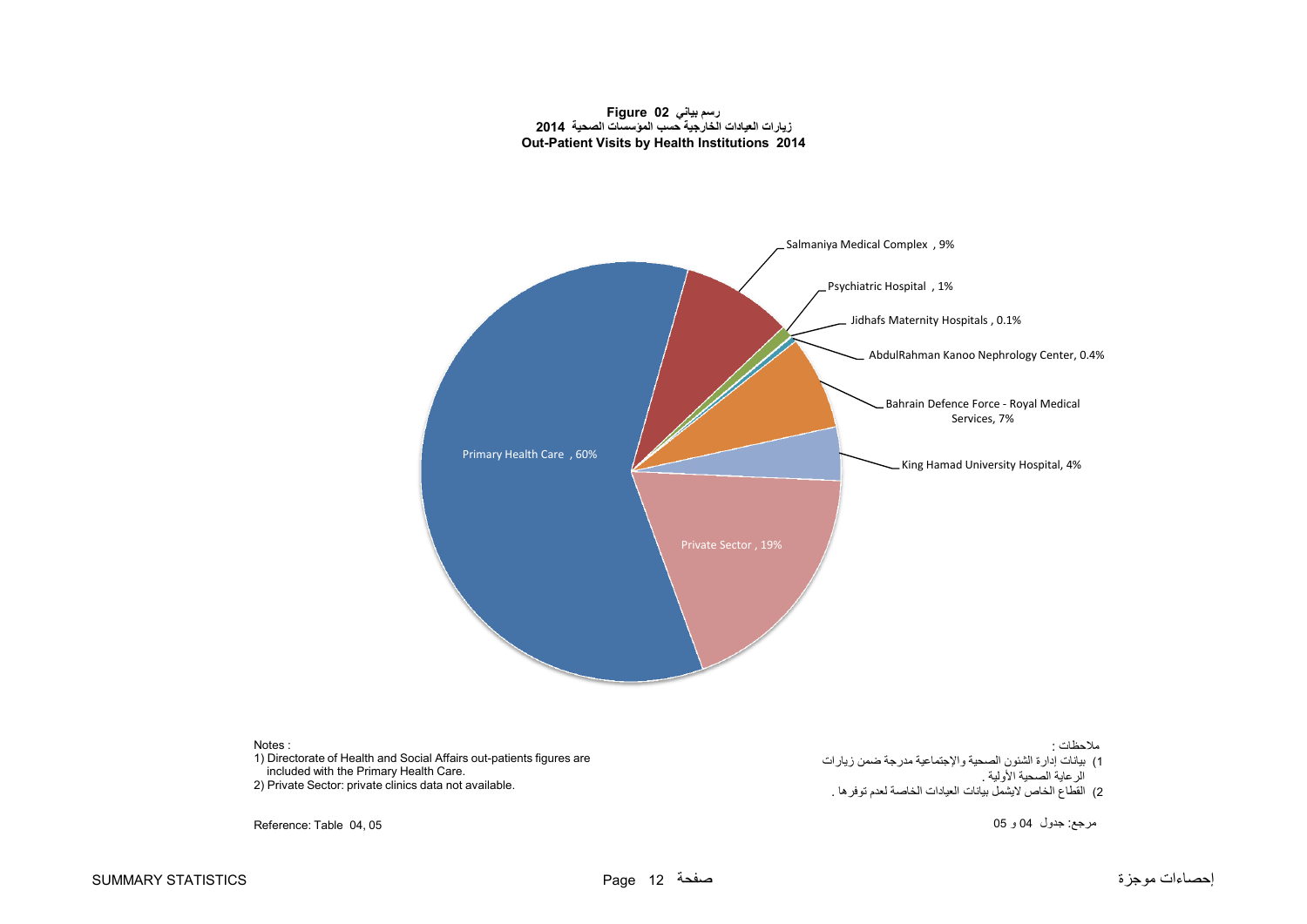**Figure 02 رسم بياني**

**زيارات العيادات الخارجية حسب المؤسسات الصحية 2014**

**Out-Patient Visits by Health Institutions 2014**

Salmaniya Medical Complex , 9%

Psychiatric Hospital , 1%

Jidhafs Maternity Hospitals , 0.1%

AbdulRahman Kanoo Nephrology Center, 0.4%

Bahrain Defence Force - Royal Medical Services, 7%

King Hamad University Hospital, 4%

Private Sector , 19%

Primary Health Care , 60%

Notes :
1) Directorate of Health and Social Affairs out-patients figures are included with the Primary Health Care.
2) Private Sector: private clinics data not available.

ملاحظات :
1) بيانات إدارة الشئون الصحية والإجتماعية مدرجة ضمن زيارات الرعاية الصحية الأولية .
2) القطاع الخاص لايشمل بيانات العيادات الخاصة لعدم توفرها .

Reference: Table 04, 05

مرجع: جدول 04 و 05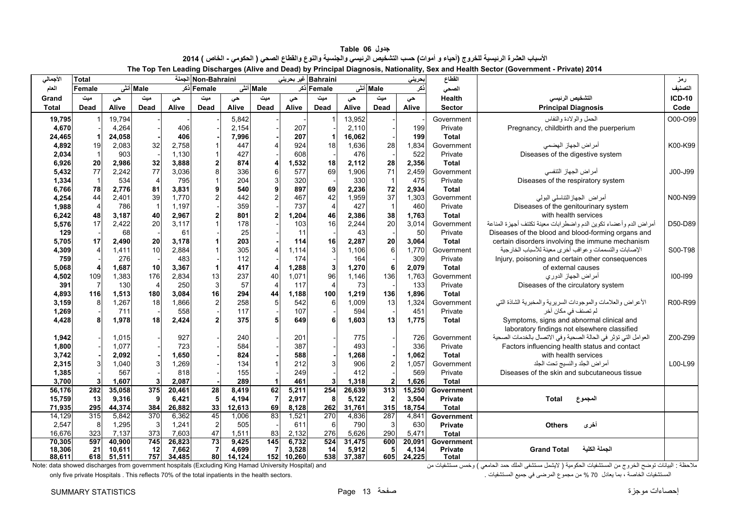جدول Table 06

الأسباب العشرة الرئيسية للخروج (أحياء و أموات) حسب التشخيص الرئيسي والجنسية والنوع والقطاع الصحي ( الحكومي - الخاص ) 2014

**The Top Ten Leading Discharges (Alive and Dead) by Principal Diagnosis, Nationality, Sex and Health Sector (Government - Private) 2014**

| الأجمالي | Total الجملة | | | | Non-Bahraini غير بحريني | | | | Bahraini بحريني | | | | القطاع | | رمز |
|---|---|---|---|---|---|---|---|---|---|---|---|---|---|---|---|
| العام | Female أنثى | | Male ذكر | | Female أنثى | | Male ذكر | | Female أنثى | | Male ذكر | | الصحي | | التصنيف |
| Grand Total | ميت Dead | حي Alive | ميت Dead | حي Alive | ميت Dead | حي Alive | ميت Dead | حي Alive | ميت Dead | حي Alive | ميت Dead | حي Alive | Health Sector | التشخيص الرئيسي Principal Diagnosis | ICD-10 Code |
| 19,795 | 1 | 19,794 | - | - | - | 5,842 | - | - | 1 | 13,952 | - | - | Government | الحمل والولادة والنفاس | O00-O99 |
| 4,670 | - | 4,264 | - | 406 | - | 2,154 | - | 207 | - | 2,110 | - | 199 | Private | Pregnancy, childbirth and the puerperium | |
| **24,465** | **1** | **24,058** | **-** | **406** | **-** | **7,996** | **-** | **207** | **1** | **16,062** | **-** | **199** | **Total** | | |
| 4,892 | 19 | 2,083 | 32 | 2,758 | 1 | 447 | 4 | 924 | 18 | 1,636 | 28 | 1,834 | Government | أمراض الجهاز الهضمي | K00-K99 |
| 2,034 | 1 | 903 | - | 1,130 | 1 | 427 | - | 608 | - | 476 | - | 522 | Private | Diseases of the digestive system | |
| **6,926** | **20** | **2,986** | **32** | **3,888** | **2** | **874** | **4** | **1,532** | **18** | **2,112** | **28** | **2,356** | **Total** | | |
| 5,432 | 77 | 2,242 | 77 | 3,036 | 8 | 336 | 6 | 577 | 69 | 1,906 | 71 | 2,459 | Government | أمراض الجهاز التنفسي | J00-J99 |
| 1,334 | 1 | 534 | 4 | 795 | 1 | 204 | 3 | 320 | - | 330 | 1 | 475 | Private | Diseases of the respiratory system | |
| **6,766** | **78** | **2,776** | **81** | **3,831** | **9** | **540** | **9** | **897** | **69** | **2,236** | **72** | **2,934** | **Total** | | |
| 4,254 | 44 | 2,401 | 39 | 1,770 | 2 | 442 | 2 | 467 | 42 | 1,959 | 37 | 1,303 | Government | أمراض الجهازالتناسلي البولي | N00-N99 |
| 1,988 | 4 | 786 | 1 | 1,197 | - | 359 | - | 737 | 4 | 427 | 1 | 460 | Private | Diseases of the genitourinary system | |
| **6,242** | **48** | **3,187** | **40** | **2,967** | **2** | **801** | **2** | **1,204** | **46** | **2,386** | **38** | **1,763** | **Total** | | |
| 5,576 | 17 | 2,422 | 20 | 3,117 | 1 | 178 | - | 103 | 16 | 2,244 | 20 | 3,014 | Government | أمراض الدم وأعضاء تكوين الدم واضطرابات معينة تكتنف أجهزة المناعة | D50-D89 |
| 129 | - | 68 | - | 61 | - | 25 | - | 11 | - | 43 | - | 50 | Private | Diseases of the blood and blood-forming organs and | |
| **5,705** | **17** | **2,490** | **20** | **3,178** | **1** | **203** | **-** | **114** | **16** | **2,287** | **20** | **3,064** | **Total** | certain disorders involving the immune mechanism | |
| 4,309 | 4 | 1,411 | 10 | 2,884 | 1 | 305 | 4 | 1,114 | 3 | 1,106 | 6 | 1,770 | Government | الإصابات والتسممات وعواقب أخرى معينة للأسباب الخارجية | S00-T98 |
| 759 | - | 276 | - | 483 | - | 112 | - | 174 | - | 164 | - | 309 | Private | Injury, poisoning and certain other consequences | |
| **5,068** | **4** | **1,687** | **10** | **3,367** | **1** | **417** | **4** | **1,288** | **3** | **1,270** | **6** | **2,079** | **Total** | of external causes | |
| 4,502 | 109 | 1,383 | 176 | 2,834 | 13 | 237 | 40 | 1,071 | 96 | 1,146 | 136 | 1,763 | Government | أمراض الجهاز الدوري | I00-I99 |
| 391 | 7 | 130 | 4 | 250 | 3 | 57 | 4 | 117 | 4 | 73 | - | 133 | Private | Diseases of the circulatory system | |
| **4,893** | **116** | **1,513** | **180** | **3,084** | **16** | **294** | **44** | **1,188** | **100** | **1,219** | **136** | **1,896** | **Total** | | |
| 3,159 | 8 | 1,267 | 18 | 1,866 | 2 | 258 | 5 | 542 | 6 | 1,009 | 13 | 1,324 | Government | الأعراض والعلامات والموجودات السريرية والمخبرية الشاذة التي | R00-R99 |
| 1,269 | - | 711 | - | 558 | - | 117 | - | 107 | - | 594 | - | 451 | Private | لم تصنف في مكان آخر | |
| **4,428** | **8** | **1,978** | **18** | **2,424** | **2** | **375** | **5** | **649** | **6** | **1,603** | **13** | **1,775** | **Total** | Symptoms, signs and abnormal clinical and laboratory findings not elsewhere classified | |
| 1,942 | - | 1,015 | - | 927 | - | 240 | - | 201 | - | 775 | - | 726 | Government | العوامل التي تؤثر في الحالة الصحية وفي الاتصال بالخدمات الصحية | Z00-Z99 |
| 1,800 | - | 1,077 | - | 723 | - | 584 | - | 387 | - | 493 | - | 336 | Private | Factors influencing health status and contact | |
| **3,742** | **-** | **2,092** | **-** | **1,650** | **-** | **824** | **-** | **588** | **-** | **1,268** | **-** | **1,062** | **Total** | with health services | |
| 2,315 | 3 | 1,040 | 3 | 1,269 | - | 134 | 1 | 212 | 3 | 906 | 2 | 1,057 | Government | أمراض الجلد والنسيج تحت الجلد | L00-L99 |
| 1,385 | - | 567 | - | 818 | - | 155 | - | 249 | - | 412 | - | 569 | Private | Diseases of the skin and subcutaneous tissue | |
| **3,700** | **3** | **1,607** | **3** | **2,087** | **-** | **289** | **1** | **461** | **3** | **1,318** | **2** | **1,626** | **Total** | | |
| **56,176** | **282** | **35,058** | **375** | **20,461** | **28** | **8,419** | **62** | **5,211** | **254** | **26,639** | **313** | **15,250** | **Government** | | |
| **15,759** | **13** | **9,316** | **9** | **6,421** | **5** | **4,194** | **7** | **2,917** | **8** | **5,122** | **2** | **3,504** | **Private** | **Total المجموع** | |
| **71,935** | **295** | **44,374** | **384** | **26,882** | **33** | **12,613** | **69** | **8,128** | **262** | **31,761** | **315** | **18,754** | **Total** | | |
| 14,129 | 315 | 5,842 | 370 | 6,362 | 45 | 1,006 | 83 | 1,521 | 270 | 4,836 | 287 | 4,841 | **Government** | | |
| 2,547 | 8 | 1,295 | 3 | 1,241 | 2 | 505 | - | 611 | 6 | 790 | 3 | 630 | **Private** | **Others أخرى** | |
| 16,676 | 323 | 7,137 | 373 | 7,603 | 47 | 1,511 | 83 | 2,132 | 276 | 5,626 | 290 | 5,471 | **Total** | | |
| **70,305** | **597** | **40,900** | **745** | **26,823** | **73** | **9,425** | **145** | **6,732** | **524** | **31,475** | **600** | **20,091** | **Government** | | |
| **18,306** | **21** | **10,611** | **12** | **7,662** | **7** | **4,699** | **7** | **3,528** | **14** | **5,912** | **5** | **4,134** | **Private** | **Grand Total الجملة الكلية** | |
| **88,611** | **618** | **51,511** | **757** | **34,485** | **80** | **14,124** | **152** | **10,260** | **538** | **37,387** | **605** | **24,225** | **Total** | | |

Note: data showed discharges from government hospitals (Excluding King Hamad University Hospital) and only five private Hospitals . This reflects 70% of the total inpatients in the health sectors.

ملاحظة : البيانات توضح الخروج من المستشفيات الحكومية ( لايشمل مستشفى الملك حمد الجامعي ) وخمس مستشفيات من المستشفيات الخاصة ، بما يعادل 70 % من مجموع المرضى في جميع المستشفيات .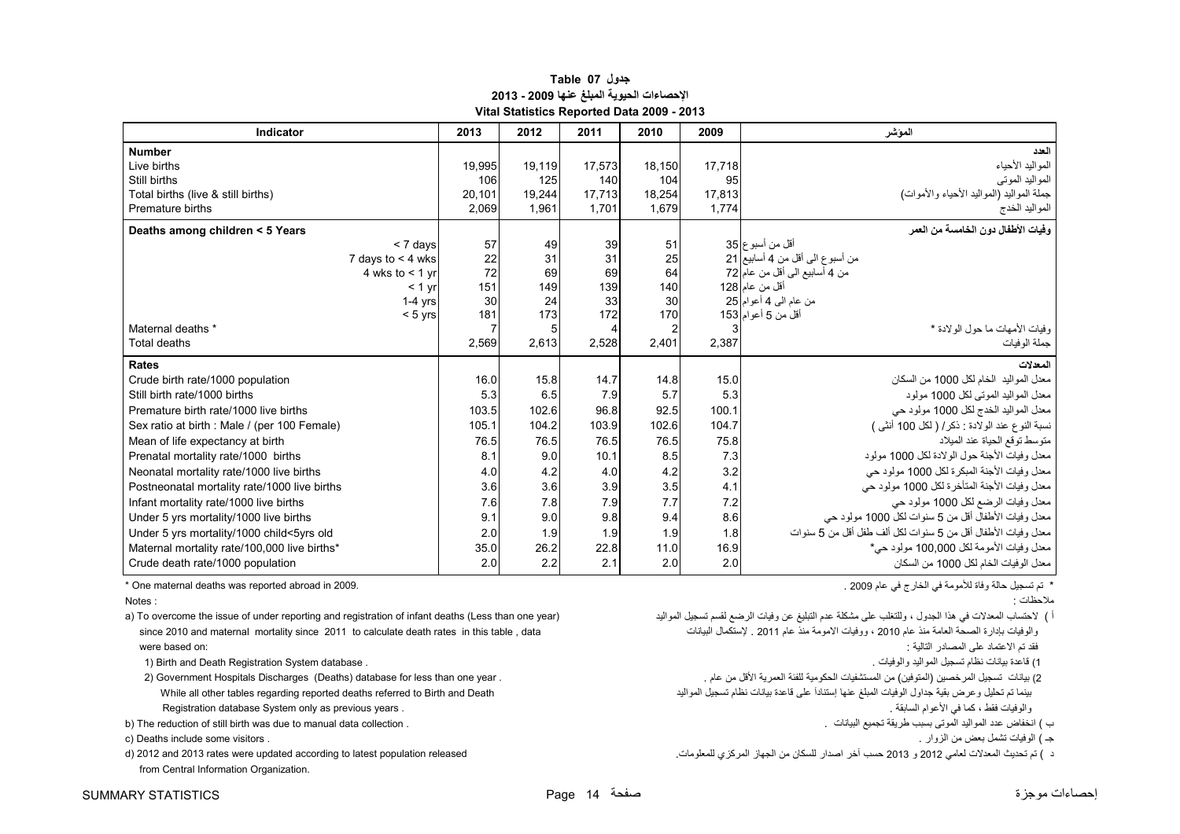**جدول Table 07**

**الاحصاءات الحيوية المبلغ عنها 2009 - 2013**

**Vital Statistics Reported Data 2009 - 2013**

| Indicator | 2013 | 2012 | 2011 | 2010 | 2009 | المؤشر |
|---|---|---|---|---|---|---|
| **Number** | | | | | | **العدد** |
| Live births | 19,995 | 19,119 | 17,573 | 18,150 | 17,718 | المواليد الأحياء |
| Still births | 106 | 125 | 140 | 104 | 95 | المواليد الموتى |
| Total births (live & still births) | 20,101 | 19,244 | 17,713 | 18,254 | 17,813 | جملة المواليد (المواليد الأحياء والأموات) |
| Premature births | 2,069 | 1,961 | 1,701 | 1,679 | 1,774 | المواليد الخدج |
| **Deaths among children < 5 Years** | | | | | | **وفيات الأطفال دون الخامسة من العمر** |
| < 7 days | 57 | 49 | 39 | 51 | 35 | أقل من أسبوع |
| 7 days to < 4 wks | 22 | 31 | 31 | 25 | 21 | من أسبوع الى أقل من 4 أسابيع |
| 4 wks to < 1 yr | 72 | 69 | 69 | 64 | 72 | من 4 أسابيع الى أقل من عام |
| < 1 yr | 151 | 149 | 139 | 140 | 128 | أقل من عام |
| 1-4 yrs | 30 | 24 | 33 | 30 | 25 | من عام الى 4 أعوام |
| < 5 yrs | 181 | 173 | 172 | 170 | 153 | أقل من 5 أعوام |
| Maternal deaths * | 7 | 5 | 4 | 2 | 3 | وفيات الأمهات ما حول الولادة * |
| Total deaths | 2,569 | 2,613 | 2,528 | 2,401 | 2,387 | جملة الوفيات |
| **Rates** | | | | | | **المعدلات** |
| Crude birth rate/1000 population | 16.0 | 15.8 | 14.7 | 14.8 | 15.0 | معدل المواليد الخام لكل 1000 من السكان |
| Still birth rate/1000 births | 5.3 | 6.5 | 7.9 | 5.7 | 5.3 | معدل المواليد الموتى لكل 1000 مولود |
| Premature birth rate/1000 live births | 103.5 | 102.6 | 96.8 | 92.5 | 100.1 | معدل المواليد الخدج لكل 1000 مولود حي |
| Sex ratio at birth : Male / (per 100 Female) | 105.1 | 104.2 | 103.9 | 102.6 | 104.7 | نسبة النوع عند الولادة : ذكر/ ( لكل 100 أنثى ) |
| Mean of life expectancy at birth | 76.5 | 76.5 | 76.5 | 76.5 | 75.8 | متوسط توقع الحياة عند الميلاد |
| Prenatal mortality rate/1000 births | 8.1 | 9.0 | 10.1 | 8.5 | 7.3 | معدل وفيات الأجنة حول الولادة لكل 1000 مولود |
| Neonatal mortality rate/1000 live births | 4.0 | 4.2 | 4.0 | 4.2 | 3.2 | معدل وفيات الأجنة المبكرة لكل 1000 مولود حي |
| Postneonatal mortality rate/1000 live births | 3.6 | 3.6 | 3.9 | 3.5 | 4.1 | معدل وفيات الأجنة المتأخرة لكل 1000 مولود حي |
| Infant mortality rate/1000 live births | 7.6 | 7.8 | 7.9 | 7.7 | 7.2 | معدل وفيات الرضع لكل 1000 مولود حي |
| Under 5 yrs mortality/1000 live births | 9.1 | 9.0 | 9.8 | 9.4 | 8.6 | معدل وفيات الأطفال أقل من 5 سنوات لكل 1000 مولود حي |
| Under 5 yrs mortality/1000 child<5yrs old | 2.0 | 1.9 | 1.9 | 1.9 | 1.8 | معدل وفيات الأطفال أقل من 5 سنوات لكل ألف طفل أقل من 5 سنوات |
| Maternal mortality rate/100,000 live births* | 35.0 | 26.2 | 22.8 | 11.0 | 16.9 | معدل وفيات الأمومة لكل 100,000 مولود حي* |
| Crude death rate/1000 population | 2.0 | 2.2 | 2.1 | 2.0 | 2.0 | معدل الوفيات الخام لكل 1000 من السكان |

\* One maternal deaths was reported abroad in 2009.

\* تم تسجيل حالة وفاة للأمومة في الخارج في عام 2009 .

Notes :

a) To overcome the issue of under reporting and registration of infant deaths (Less than one year) since 2010 and maternal mortality since 2011 to calculate death rates in this table , data were based on:

1) Birth and Death Registration System database .

2) Government Hospitals Discharges (Deaths) database for less than one year . While all other tables regarding reported deaths referred to Birth and Death Registration database System only as previous years .

b) The reduction of still birth was due to manual data collection .

c) Deaths include some visitors .

d) 2012 and 2013 rates were updated according to latest population released from Central Information Organization.

ملاحظات :

أ ) لاحتساب المعدلات في هذا الجدول ، وللتغلب على مشكلة عدم التبليغ عن وفيات الرضع لقسم تسجيل المواليد والوفيات بإدارة الصحة العامة منذ عام 2010 ، ووفيات الامومة منذ عام 2011 . لإستكمال البيانات فقد تم الاعتماد على المصادر التالية :

1) قاعدة بيانات نظام تسجيل المواليد والوفيات .

2) بيانات تسجيل المرخصين (المتوفين) من المستشفيات الحكومية للفئة العمرية الأقل من عام . بينما تم تحليل وعرض بقية جداول الوفيات المبلغ عنها إستناداً على قاعدة بيانات نظام تسجيل المواليد والوفيات فقط ، كما في الأعوام السابقة .

ب ) انخفاض عدد المواليد الموتى بسبب طريقة تجميع البيانات .

جـ ) الوفيات تشمل بعض من الزوار .

د ) تم تحديث المعدلات لعامي 2012 و 2013 حسب آخر اصدار للسكان من الجهاز المركزي للمعلومات.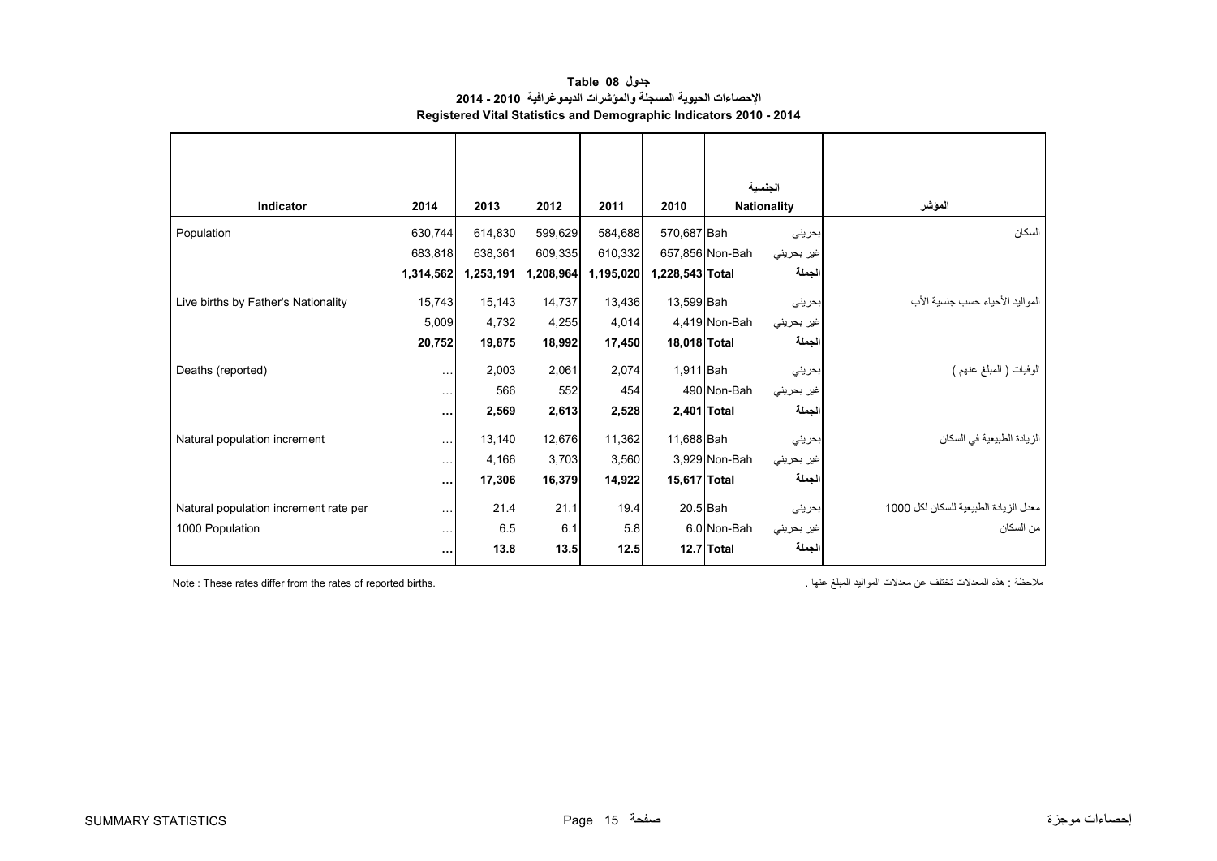**جدول 08 Table**

**الإحصاءات الحيوية المسجلة والمؤشرات الديموغرافية 2010 - 2014**

**Registered Vital Statistics and Demographic Indicators 2010 - 2014**

| Indicator | 2014 | 2013 | 2012 | 2011 | 2010 | Nationality | الجنسية | المؤشر |
|---|---|---|---|---|---|---|---|---|
| Population | 630,744 | 614,830 | 599,629 | 584,688 | 570,687 | Bah | بحريني | السكان |
| | 683,818 | 638,361 | 609,335 | 610,332 | 657,856 | Non-Bah | غير بحريني | |
| | **1,314,562** | **1,253,191** | **1,208,964** | **1,195,020** | **1,228,543** | **Total** | **الجملة** | |
| Live births by Father's Nationality | 15,743 | 15,143 | 14,737 | 13,436 | 13,599 | Bah | بحريني | المواليد الأحياء حسب جنسية الأب |
| | 5,009 | 4,732 | 4,255 | 4,014 | 4,419 | Non-Bah | غير بحريني | |
| | **20,752** | **19,875** | **18,992** | **17,450** | **18,018** | **Total** | **الجملة** | |
| Deaths (reported) | ... | 2,003 | 2,061 | 2,074 | 1,911 | Bah | بحريني | الوفيات ( المبلغ عنهم ) |
| | ... | 566 | 552 | 454 | 490 | Non-Bah | غير بحريني | |
| | **...** | **2,569** | **2,613** | **2,528** | **2,401** | **Total** | **الجملة** | |
| Natural population increment | ... | 13,140 | 12,676 | 11,362 | 11,688 | Bah | بحريني | الزيادة الطبيعية في السكان |
| | ... | 4,166 | 3,703 | 3,560 | 3,929 | Non-Bah | غير بحريني | |
| | **...** | **17,306** | **16,379** | **14,922** | **15,617** | **Total** | **الجملة** | |
| Natural population increment rate per | ... | 21.4 | 21.1 | 19.4 | 20.5 | Bah | بحريني | معدل الزيادة الطبيعية للسكان لكل 1000 |
| 1000 Population | ... | 6.5 | 6.1 | 5.8 | 6.0 | Non-Bah | غير بحريني | من السكان |
| | **...** | **13.8** | **13.5** | **12.5** | **12.7** | **Total** | **الجملة** | |

Note : These rates differ from the rates of reported births.

ملاحظة : هذه المعدلات تختلف عن معدلات المواليد المبلغ عنها .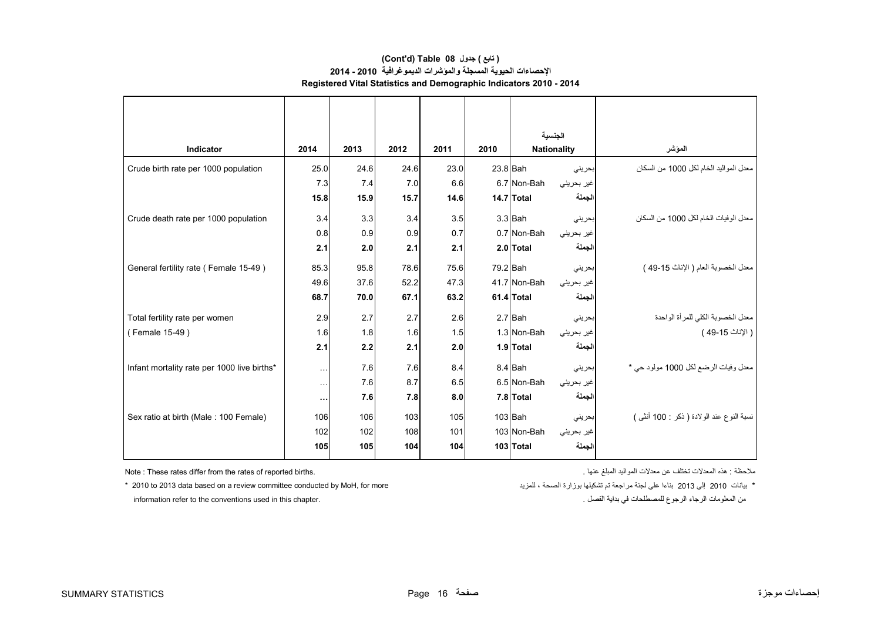# (Cont'd) Table 08 جدول ( تابع )

## الإحصاءات الحيوية المسجلة والمؤشرات الديموغرافية 2010 - 2014

## Registered Vital Statistics and Demographic Indicators 2010 - 2014

| Indicator | 2014 | 2013 | 2012 | 2011 | 2010 | Nationality | الجنسية | المؤشر |
|---|---|---|---|---|---|---|---|---|
| Crude birth rate per 1000 population | 25.0 | 24.6 | 24.6 | 23.0 | 23.8 | Bah | بحريني | معدل المواليد الخام لكل 1000 من السكان |
| | 7.3 | 7.4 | 7.0 | 6.6 | 6.7 | Non-Bah | غير بحريني | |
| | **15.8** | **15.9** | **15.7** | **14.6** | **14.7** | **Total** | **الجملة** | |
| Crude death rate per 1000 population | 3.4 | 3.3 | 3.4 | 3.5 | 3.3 | Bah | بحريني | معدل الوفيات الخام لكل 1000 من السكان |
| | 0.8 | 0.9 | 0.9 | 0.7 | 0.7 | Non-Bah | غير بحريني | |
| | **2.1** | **2.0** | **2.1** | **2.1** | **2.0** | **Total** | **الجملة** | |
| General fertility rate ( Female 15-49 ) | 85.3 | 95.8 | 78.6 | 75.6 | 79.2 | Bah | بحريني | معدل الخصوبة العام ( الإناث 15-49 ) |
| | 49.6 | 37.6 | 52.2 | 47.3 | 41.7 | Non-Bah | غير بحريني | |
| | **68.7** | **70.0** | **67.1** | **63.2** | **61.4** | **Total** | **الجملة** | |
| Total fertility rate per women | 2.9 | 2.7 | 2.7 | 2.6 | 2.7 | Bah | بحريني | معدل الخصوبة الكلي للمرأة الواحدة |
| ( Female 15-49 ) | 1.6 | 1.8 | 1.6 | 1.5 | 1.3 | Non-Bah | غير بحريني | ( الإناث 15-49 ) |
| | **2.1** | **2.2** | **2.1** | **2.0** | **1.9** | **Total** | **الجملة** | |
| Infant mortality rate per 1000 live births* | … | 7.6 | 7.6 | 8.4 | 8.4 | Bah | بحريني | معدل وفيات الرضع لكل 1000 مولود حي * |
| | … | 7.6 | 8.7 | 6.5 | 6.5 | Non-Bah | غير بحريني | |
| | **…** | **7.6** | **7.8** | **8.0** | **7.8** | **Total** | **الجملة** | |
| Sex ratio at birth (Male : 100 Female) | 106 | 106 | 103 | 105 | 103 | Bah | بحريني | نسبة النوع عند الولادة ( ذكر : 100 أنثى ) |
| | 102 | 102 | 108 | 101 | 103 | Non-Bah | غير بحريني | |
| | **105** | **105** | **104** | **104** | **103** | **Total** | **الجملة** | |

Note : These rates differ from the rates of reported births.

ملاحظة : هذه المعدلات تختلف عن معدلات المواليد المبلغ عنها .

* 2010 to 2013 data based on a review committee conducted by MoH, for more information refer to the conventions used in this chapter.

* بيانات 2010 إلى 2013 بناءا على لجنة مراجعة تم تشكيلها بوزارة الصحة ، للمزيد من المعلومات الرجاء الرجوع للمصطلحات في بداية الفصل .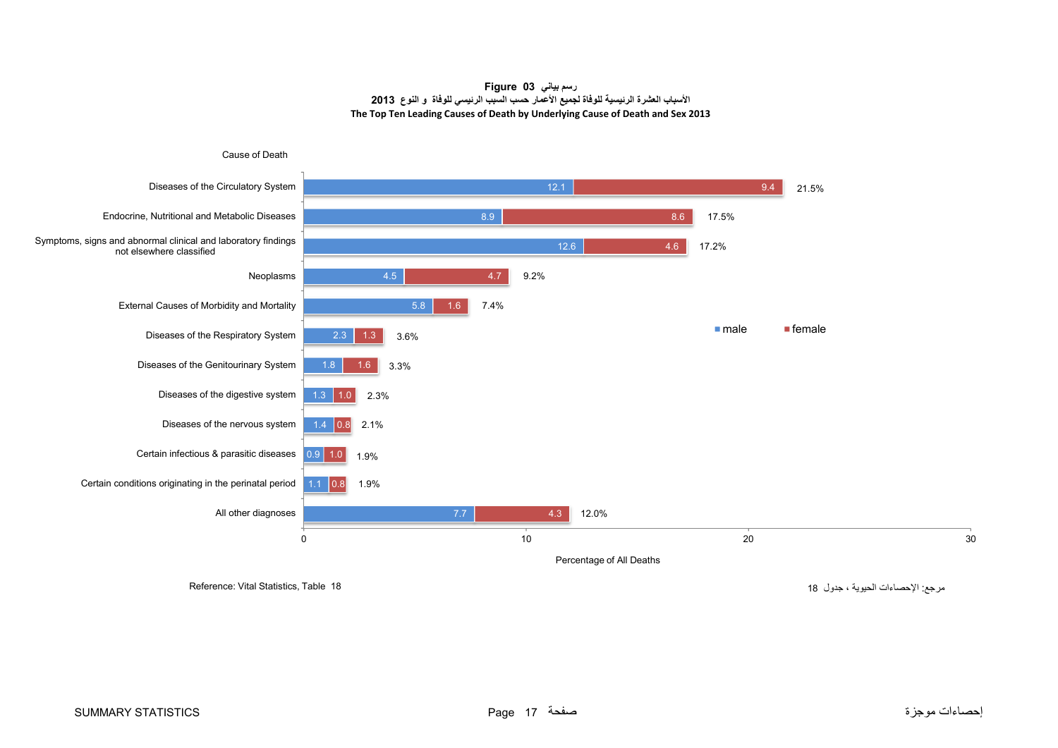**Figure 03 رسم بياني**

**الأسباب العشرة الرئيسية للوفاة لجميع الأعمار حسب السبب الرئيسي للوفاة و النوع 2013**

**The Top Ten Leading Causes of Death by Underlying Cause of Death and Sex 2013**

| Cause of Death | male | female | Total |
|---|---|---|---|
| Diseases of the Circulatory System | 12.1 | 9.4 | 21.5% |
| Endocrine, Nutritional and Metabolic Diseases | 8.9 | 8.6 | 17.5% |
| Symptoms, signs and abnormal clinical and laboratory findings not elsewhere classified | 12.6 | 4.6 | 17.2% |
| Neoplasms | 4.5 | 4.7 | 9.2% |
| External Causes of Morbidity and Mortality | 5.8 | 1.6 | 7.4% |
| Diseases of the Respiratory System | 2.3 | 1.3 | 3.6% |
| Diseases of the Genitourinary System | 1.8 | 1.6 | 3.3% |
| Diseases of the digestive system | 1.3 | 1.0 | 2.3% |
| Diseases of the nervous system | 1.4 | 0.8 | 2.1% |
| Certain infectious & parasitic diseases | 0.9 | 1.0 | 1.9% |
| Certain conditions originating in the perinatal period | 1.1 | 0.8 | 1.9% |
| All other diagnoses | 7.7 | 4.3 | 12.0% |

Percentage of All Deaths

Reference: Vital Statistics, Table 18

مرجع: الإحصاءات الحيوية ، جدول 18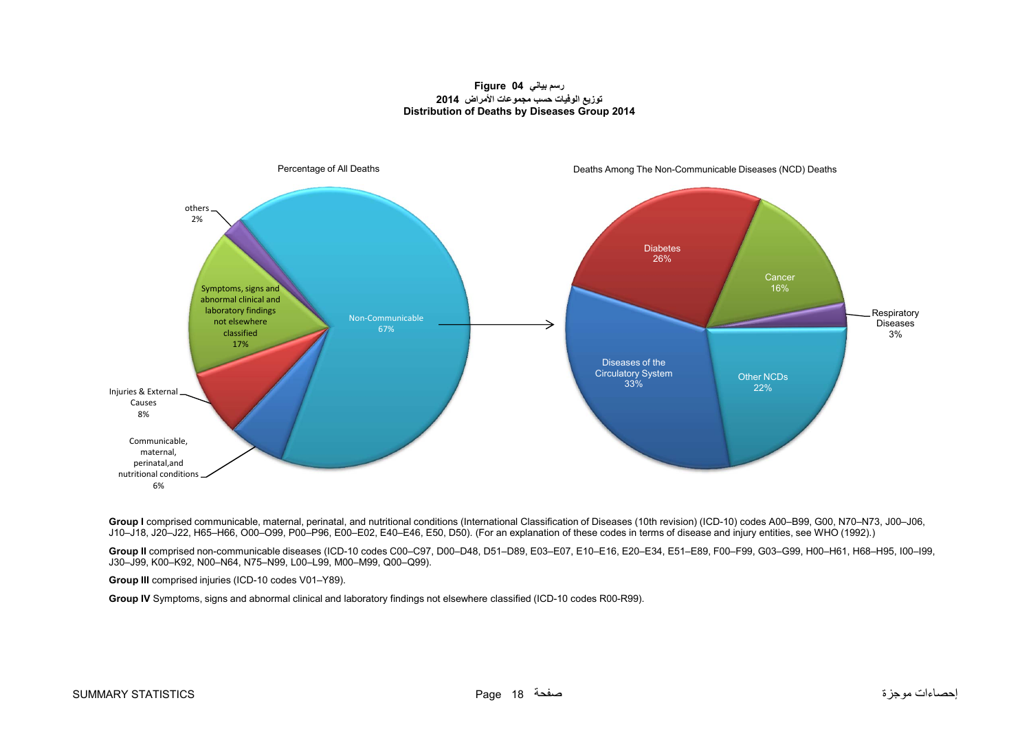**Figure 04 رسم بياني**

**توزيع الوفيات حسب مجموعات الأمراض 2014**

**Distribution of Deaths by Diseases Group 2014**

Percentage of All Deaths

| Category | Percentage |
|---|---|
| Non-Communicable | 67% |
| Symptoms, signs and abnormal clinical and laboratory findings not elsewhere classified | 17% |
| Injuries & External Causes | 8% |
| Communicable, maternal, perinatal,and nutritional conditions | 6% |
| others | 2% |

Deaths Among The Non-Communicable Diseases (NCD) Deaths

| Category | Percentage |
|---|---|
| Diseases of the Circulatory System | 33% |
| Diabetes | 26% |
| Other NCDs | 22% |
| Cancer | 16% |
| Respiratory Diseases | 3% |

**Group I** comprised communicable, maternal, perinatal, and nutritional conditions (International Classification of Diseases (10th revision) (ICD-10) codes A00–B99, G00, N70–N73, J00–J06, J10–J18, J20–J22, H65–H66, O00–O99, P00–P96, E00–E02, E40–E46, E50, D50). (For an explanation of these codes in terms of disease and injury entities, see WHO (1992).)

**Group II** comprised non-communicable diseases (ICD-10 codes C00–C97, D00–D48, D51–D89, E03–E07, E10–E16, E20–E34, E51–E89, F00–F99, G03–G99, H00–H61, H68–H95, I00–I99, J30–J99, K00–K92, N00–N64, N75–N99, L00–L99, M00–M99, Q00–Q99).

**Group III** comprised injuries (ICD-10 codes V01–Y89).

**Group IV** Symptoms, signs and abnormal clinical and laboratory findings not elsewhere classified (ICD-10 codes R00-R99).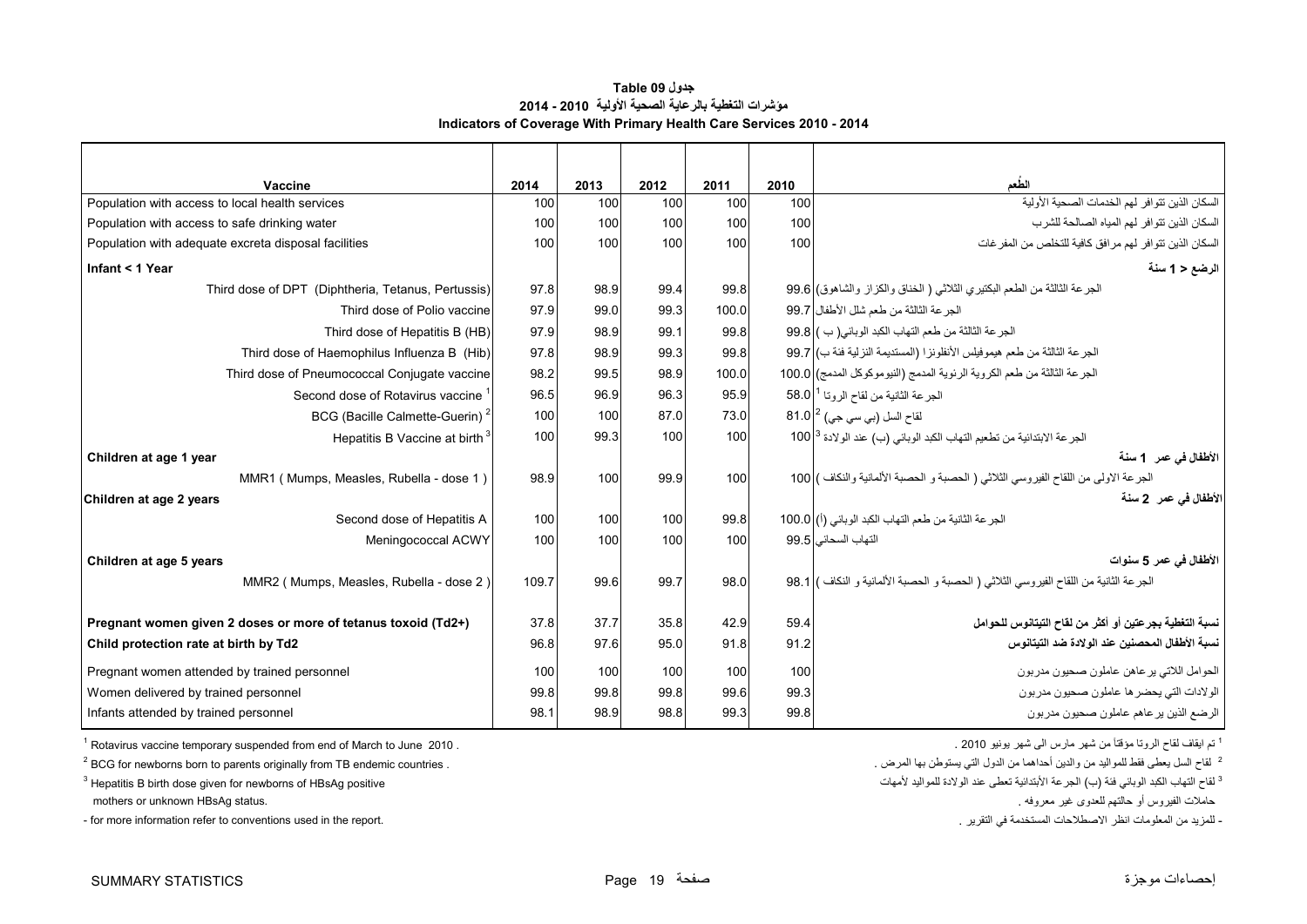**جدول 09 Table**

**مؤشرات التغطية بالرعاية الصحية الأولية 2010 - 2014**

**Indicators of Coverage With Primary Health Care Services 2010 - 2014**

| Vaccine | 2014 | 2013 | 2012 | 2011 | 2010 | الطُعم |
|---|---|---|---|---|---|---|
| Population with access to local health services | 100 | 100 | 100 | 100 | 100 | السكان الذين تتوافر لهم الخدمات الصحية الأولية |
| Population with access to safe drinking water | 100 | 100 | 100 | 100 | 100 | السكان الذين تتوافر لهم المياه الصالحة للشرب |
| Population with adequate excreta disposal facilities | 100 | 100 | 100 | 100 | 100 | السكان الذين تتوافر لهم مرافق كافية للتخلص من المفرغات |
| **Infant < 1 Year** | | | | | | **الرضع < 1 سنة** |
| Third dose of DPT (Diphtheria, Tetanus, Pertussis) | 97.8 | 98.9 | 99.4 | 99.8 | 99.6 | الجرعة الثالثة من الطعم البكتيري الثلاثي ( الخناق والكزاز والشاهوق) |
| Third dose of Polio vaccine | 97.9 | 99.0 | 99.3 | 100.0 | 99.7 | الجرعة الثالثة من طعم شلل الأطفال |
| Third dose of Hepatitis B (HB) | 97.9 | 98.9 | 99.1 | 99.8 | 99.8 | الجرعة الثالثة من طعم التهاب الكبد الوبائي( ب ) |
| Third dose of Haemophilus Influenza B (Hib) | 97.8 | 98.9 | 99.3 | 99.8 | 99.7 | الجرعة الثالثة من طعم هيموفيلس الأنفلونزا (المستديمة النزلية فئة ب) |
| Third dose of Pneumococcal Conjugate vaccine | 98.2 | 99.5 | 98.9 | 100.0 | 100.0 | الجرعة الثالثة من طعم الكروية الرئوية المدمج (النيوموكوكل المدمج) |
| Second dose of Rotavirus vaccine [1] | 96.5 | 96.9 | 96.3 | 95.9 | 58.0 | الجرعة الثانية من لقاح الروتا [1] |
| BCG (Bacille Calmette-Guerin) [2] | 100 | 100 | 87.0 | 73.0 | 81.0 | لقاح السل (بي سي جي) [2] |
| Hepatitis B Vaccine at birth [3] | 100 | 99.3 | 100 | 100 | 100 | الجرعة الابتدائية من تطعيم التهاب الكبد الوبائي (ب) عند الولادة [3] |
| **Children at age 1 year** | | | | | | **الأطفال في عمر 1 سنة** |
| MMR1 ( Mumps, Measles, Rubella - dose 1 ) | 98.9 | 100 | 99.9 | 100 | 100 | الجرعة الاولى من اللقاح الفيروسي الثلاثي ( الحصبة و الحصبة الألمانية والنكاف ) |
| **Children at age 2 years** | | | | | | **الأطفال في عمر 2 سنة** |
| Second dose of Hepatitis A | 100 | 100 | 100 | 99.8 | 100.0 | الجرعة الثانية من طعم التهاب الكبد الوبائي (أ) |
| Meningococcal ACWY | 100 | 100 | 100 | 100 | 99.5 | التهاب السحائي |
| **Children at age 5 years** | | | | | | **الأطفال في عمر 5 سنوات** |
| MMR2 ( Mumps, Measles, Rubella - dose 2 ) | 109.7 | 99.6 | 99.7 | 98.0 | 98.1 | الجرعة الثانية من اللقاح الفيروسي الثلاثي ( الحصبة و الحصبة الألمانية و النكاف ) |
| **Pregnant women given 2 doses or more of tetanus toxoid (Td2+)** | 37.8 | 37.7 | 35.8 | 42.9 | 59.4 | **نسبة التغطية بجرعتين أو أكثر من لقاح التيتانوس للحوامل** |
| **Child protection rate at birth by Td2** | 96.8 | 97.6 | 95.0 | 91.8 | 91.2 | **نسبة الأطفال المحصنين عند الولادة ضد التيتانوس** |
| Pregnant women attended by trained personnel | 100 | 100 | 100 | 100 | 100 | الحوامل اللاتي يرعاهن عاملون صحيون مدربون |
| Women delivered by trained personnel | 99.8 | 99.8 | 99.8 | 99.6 | 99.3 | الولادات التي يحضرها عاملون صحيون مدربون |
| Infants attended by trained personnel | 98.1 | 98.9 | 98.8 | 99.3 | 99.8 | الرضع الذين يرعاهم عاملون صحيون مدربون |

[1] Rotavirus vaccine temporary suspended from end of March to June 2010 .

[2] BCG for newborns born to parents originally from TB endemic countries .

[3] Hepatitis B birth dose given for newborns of HBsAg positive mothers or unknown HBsAg status.

- for more information refer to conventions used in the report.

[1] تم ايقاف لقاح الروتا مؤقتاً من شهر مارس الى شهر يونيو 2010 .

[2] لقاح السل يعطى فقط للمواليد من والدين أحداهما من الدول التي يستوطن بها المرض .

[3] لقاح التهاب الكبد الوبائي فئة (ب) الجرعة الأبتدائية تعطى عند الولادة للمواليد لأمهات حاملات الفيروس أو حالتهم للعدوى غير معروفه .

- للمزيد من المعلومات انظر الاصطلاحات المستخدمة في التقرير .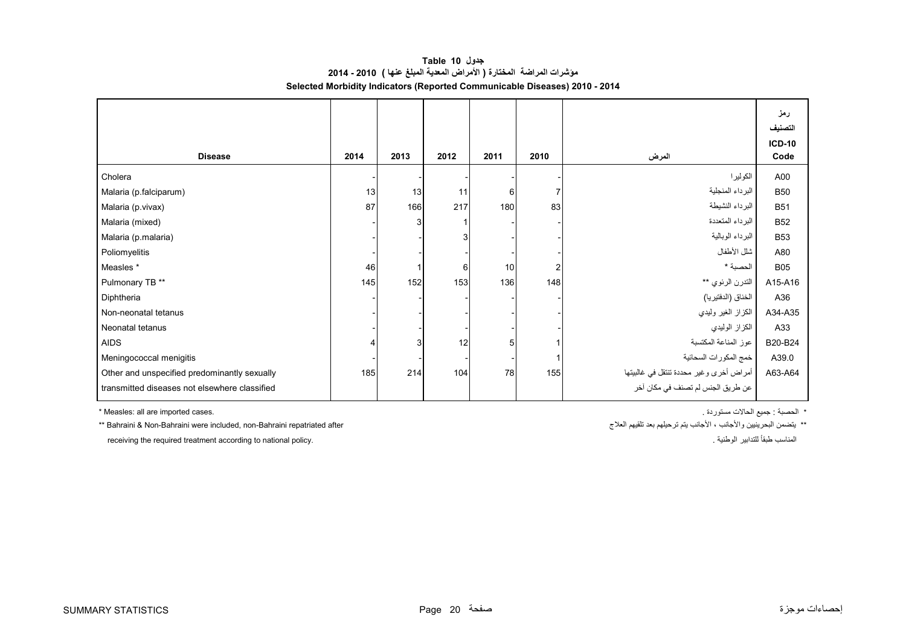**جدول 10 Table**

**مؤشرات المراضة المختارة ( الأمراض المعدية المبلغ عنها ) 2010 - 2014**

**Selected Morbidity Indicators (Reported Communicable Diseases) 2010 - 2014**

| Disease | 2014 | 2013 | 2012 | 2011 | 2010 | المرض | رمز التصنيف ICD-10 Code |
|---|---|---|---|---|---|---|---|
| Cholera | - | - | - | - | - | الكوليرا | A00 |
| Malaria (p.falciparum) | 13 | 13 | 11 | 6 | 7 | البرداء المنجلية | B50 |
| Malaria (p.vivax) | 87 | 166 | 217 | 180 | 83 | البرداء النشيطة | B51 |
| Malaria (mixed) | - | 3 | 1 | - | - | البرداء المتعددة | B52 |
| Malaria (p.malaria) | - | - | 3 | - | - | البرداء الوبالية | B53 |
| Poliomyelitis | - | - | - | - | - | شلل الأطفال | A80 |
| Measles * | 46 | 1 | 6 | 10 | 2 | الحصبة * | B05 |
| Pulmonary TB ** | 145 | 152 | 153 | 136 | 148 | التدرن الرئوي ** | A15-A16 |
| Diphtheria | - | - | - | - | - | الخناق (الدفتيريا) | A36 |
| Non-neonatal tetanus | - | - | - | - | - | الكزاز الغير وليدي | A34-A35 |
| Neonatal tetanus | - | - | - | - | - | الكزاز الوليدي | A33 |
| AIDS | 4 | 3 | 12 | 5 | 1 | عوز المناعة المكتسبة | B20-B24 |
| Meningococcal menigitis | - | - | - | - | 1 | خمج المكورات السحائية | A39.0 |
| Other and unspecified predominantly sexually transmitted diseases not elsewhere classified | 185 | 214 | 104 | 78 | 155 | أمراض أخرى وغير محددة تنتقل في غالبيتها عن طريق الجنس لم تصنف في مكان آخر | A63-A64 |

\* Measles: all are imported cases.

\*\* Bahraini & Non-Bahraini were included, non-Bahraini repatriated after receiving the required treatment according to national policy.

\* الحصبة : جميع الحالات مستوردة .

\*\* يتضمن البحرينيين والأجانب ، الأجانب يتم ترحيلهم بعد تلقيهم العلاج المناسب طبقاً للتدابير الوطنية .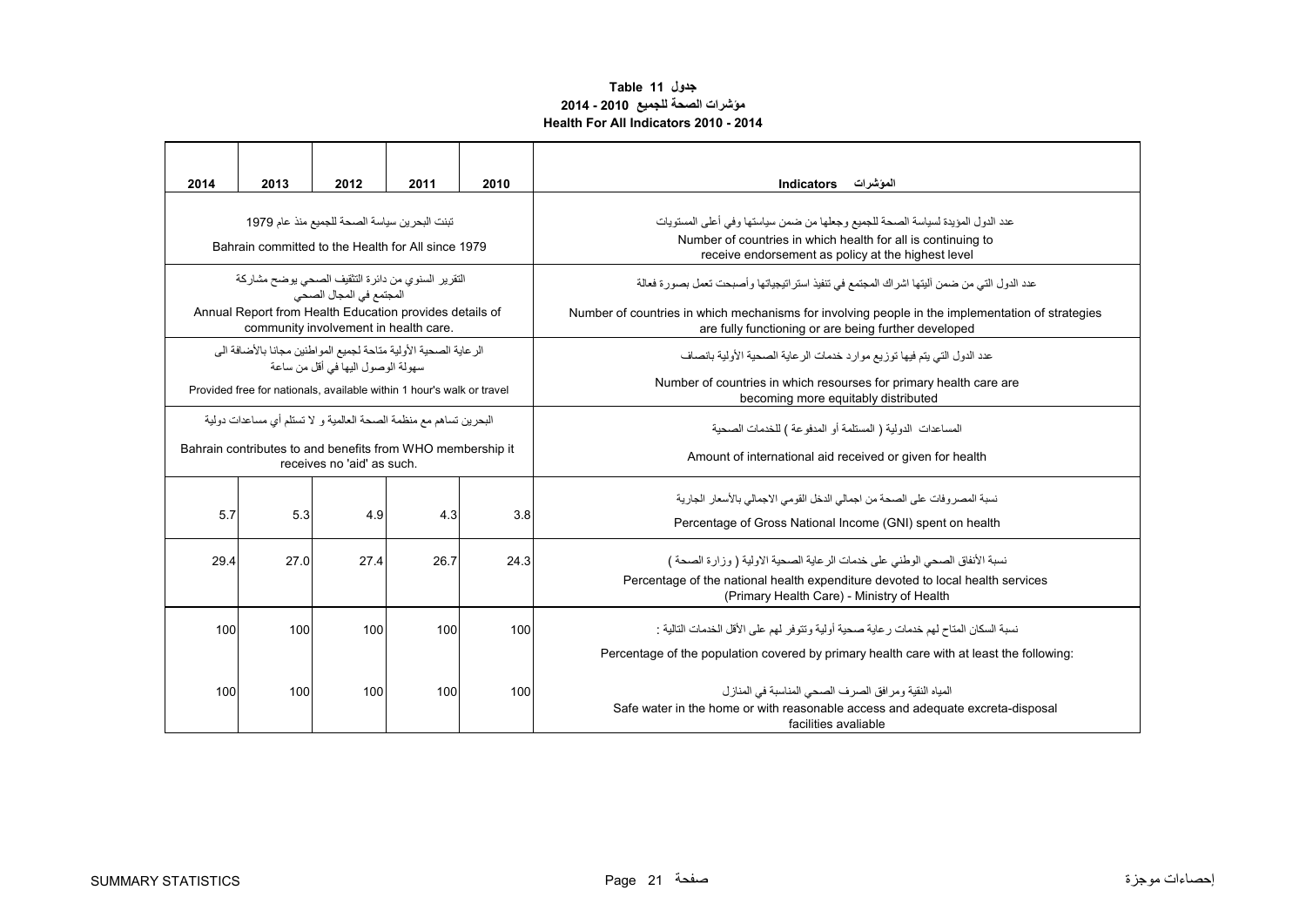**جدول 11 Table**

**مؤشرات الصحة للجميع 2010 - 2014**

**Health For All Indicators 2010 - 2014**

| 2014 | 2013 | 2012 | 2011 | 2010 | Indicators المؤشرات |
|---|---|---|---|---|---|
| تبنت البحرين سياسة الصحة للجميع منذ عام 1979<br>Bahrain committed to the Health for All since 1979 | | | | | عدد الدول المؤيدة لسياسة الصحة للجميع وجعلها من ضمن سياستها وفي أعلى المستويات<br>Number of countries in which health for all is continuing to receive endorsement as policy at the highest level |
| التقرير السنوي من دائرة التثقيف الصحي يوضح مشاركة المجتمع في المجال الصحي<br>Annual Report from Health Education provides details of community involvement in health care. | | | | | عدد الدول التي من ضمن آليتها اشراك المجتمع في تنفيذ استراتيجياتها وأصبحت تعمل بصورة فعالة<br>Number of countries in which mechanisms for involving people in the implementation of strategies are fully functioning or are being further developed |
| الرعاية الصحية الأولية متاحة لجميع المواطنين مجانا بالأضافة الى سهولة الوصول اليها في أقل من ساعة<br>Provided free for nationals, available within 1 hour's walk or travel | | | | | عدد الدول التي يتم فيها توزيع موارد خدمات الرعاية الصحية الأولية بانصاف<br>Number of countries in which resourses for primary health care are becoming more equitably distributed |
| البحرين تساهم مع منظمة الصحة العالمية و لا تستلم أي مساعدات دولية<br>Bahrain contributes to and benefits from WHO membership it receives no 'aid' as such. | | | | | المساعدات الدولية ( المستلمة أو المدفوعة ) للخدمات الصحية<br>Amount of international aid received or given for health |
| 5.7 | 5.3 | 4.9 | 4.3 | 3.8 | نسبة المصروفات على الصحة من اجمالي الدخل القومي الاجمالي بالأسعار الجارية<br>Percentage of Gross National Income (GNI) spent on health |
| 29.4 | 27.0 | 27.4 | 26.7 | 24.3 | نسبة الأنفاق الصحي الوطني على خدمات الرعاية الصحية الاولية ( وزارة الصحة )<br>Percentage of the national health expenditure devoted to local health services (Primary Health Care) - Ministry of Health |
| 100 | 100 | 100 | 100 | 100 | نسبة السكان المتاح لهم خدمات رعاية صحية أولية وتتوفر لهم على الأقل الخدمات التالية :<br>Percentage of the population covered by primary health care with at least the following: |
| 100 | 100 | 100 | 100 | 100 | المياه النقية ومرافق الصرف الصحي المناسبة في المنازل<br>Safe water in the home or with reasonable access and adequate excreta-disposal facilities avaliable |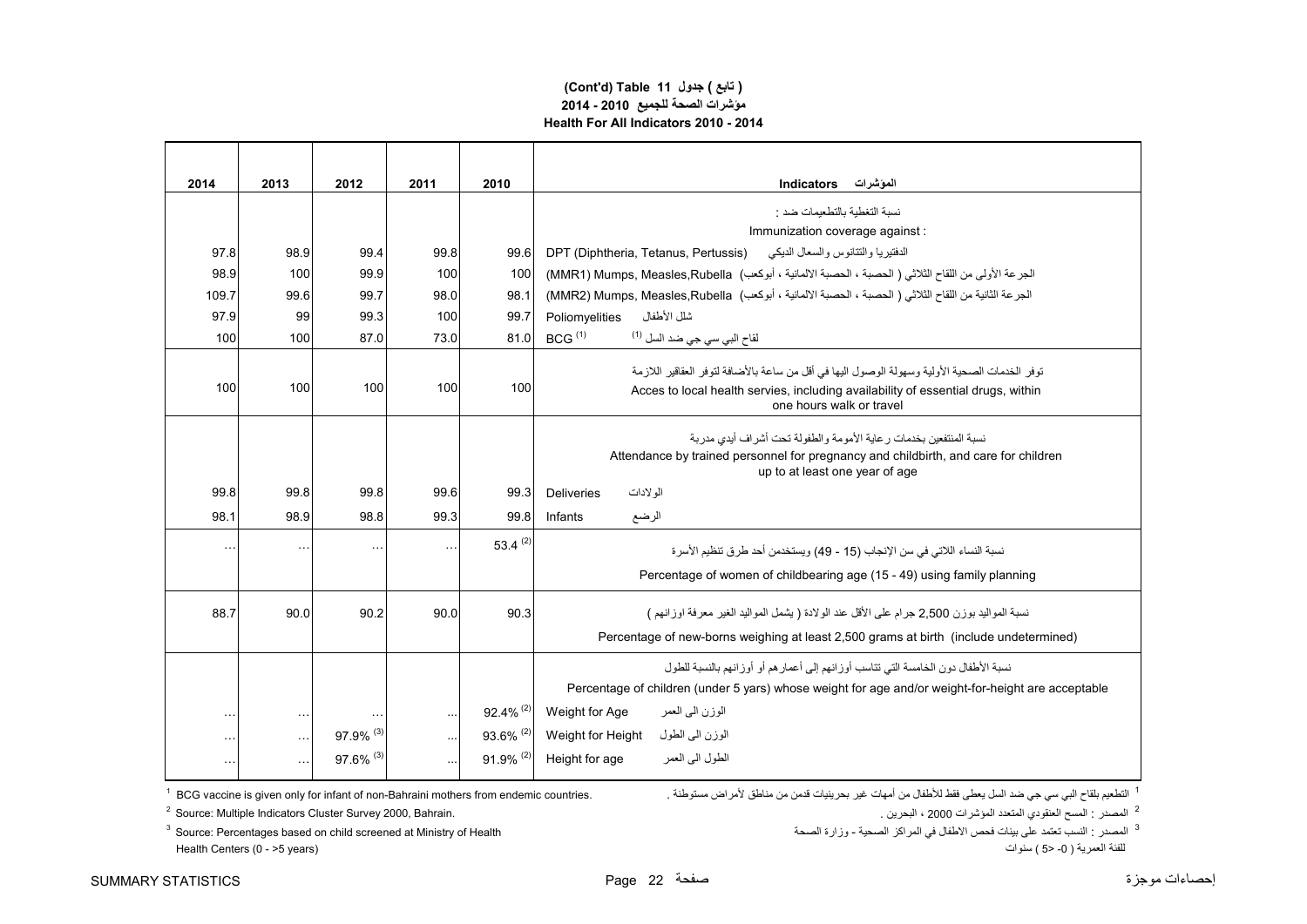**(Cont'd) Table 11 جدول ( تابع )**

**مؤشرات الصحة للجميع 2010 - 2014**

**Health For All Indicators 2010 - 2014**

| 2014 | 2013 | 2012 | 2011 | 2010 | Indicators المؤشرات |
|---|---|---|---|---|---|
| | | | | | نسبة التغطية بالتطعيمات ضد : Immunization coverage against : |
| 97.8 | 98.9 | 99.4 | 99.8 | 99.6 | DPT (Diphtheria, Tetanus, Pertussis) الدفتيريا والتتانوس والسعال الديكي |
| 98.9 | 100 | 99.9 | 100 | 100 | (MMR1) Mumps, Measles,Rubella الجرعة الأولى من اللقاح الثلاثي ( الحصبة ، الحصبة الالمانية ، أبوكعب) |
| 109.7 | 99.6 | 99.7 | 98.0 | 98.1 | (MMR2) Mumps, Measles,Rubella الجرعة الثانية من اللقاح الثلاثي ( الحصبة ، الحصبة الالمانية ، أبوكعب) |
| 97.9 | 99 | 99.3 | 100 | 99.7 | Poliomyelities شلل الأطفال |
| 100 | 100 | 87.0 | 73.0 | 81.0 | BCG [1] لقاح البي سي جي ضد السل [1] |
| 100 | 100 | 100 | 100 | 100 | توفر الخدمات الصحية الأولية وسهولة الوصول اليها في أقل من ساعة بالأضافة لتوفر العقاقير اللازمة Acces to local health servies, including availability of essential drugs, within one hours walk or travel |
| | | | | | نسبة المنتفعين بخدمات رعاية الأمومة والطفولة تحت أشراف أيدي مدربة Attendance by trained personnel for pregnancy and childbirth, and care for children up to at least one year of age |
| 99.8 | 99.8 | 99.8 | 99.6 | 99.3 | Deliveries الولادات |
| 98.1 | 98.9 | 98.8 | 99.3 | 99.8 | Infants الرضع |
| … | … | … | … | 53.4 [2] | نسبة النساء اللاتي في سن الإنجاب (15 - 49) ويستخدمن أحد طرق تنظيم الأسرة Percentage of women of childbearing age (15 - 49) using family planning |
| 88.7 | 90.0 | 90.2 | 90.0 | 90.3 | نسبة المواليد بوزن 2,500 جرام على الأقل عند الولادة ( يشمل المواليد الغير معرفة اوزانهم ) Percentage of new-borns weighing at least 2,500 grams at birth (include undetermined) |
| | | | | | نسبة الأطفال دون الخامسة التي تتناسب أوزانهم إلى أعمارهم أو أوزانهم بالنسبة للطول Percentage of children (under 5 yars) whose weight for age and/or weight-for-height are acceptable |
| … | … | … | … | 92.4% [2] | Weight for Age الوزن الى العمر |
| … | … | 97.9% [3] | … | 93.6% [2] | Weight for Height الوزن الى الطول |
| … | … | 97.6% [3] | … | 91.9% [2] | Height for age الطول الى العمر |

[1] BCG vaccine is given only for infant of non-Bahraini mothers from endemic countries.

[1] التطعيم بلقاح البي سي جي ضد السل يعطى فقط للأطفال من أمهات غير بحرينيات قدمن من مناطق لأمراض مستوطنة .

[2] Source: Multiple Indicators Cluster Survey 2000, Bahrain.

[2] المصدر : المسح العنقودي المتعدد المؤشرات 2000 ، البحرين .

[3] Source: Percentages based on child screened at Ministry of Health Health Centers (0 - >5 years)

[3] المصدر : النسب تعتمد على بينات فحص الاطفال في المراكز الصحية - وزارة الصحة للفئة العمرية ( 0- <5 ) سنوات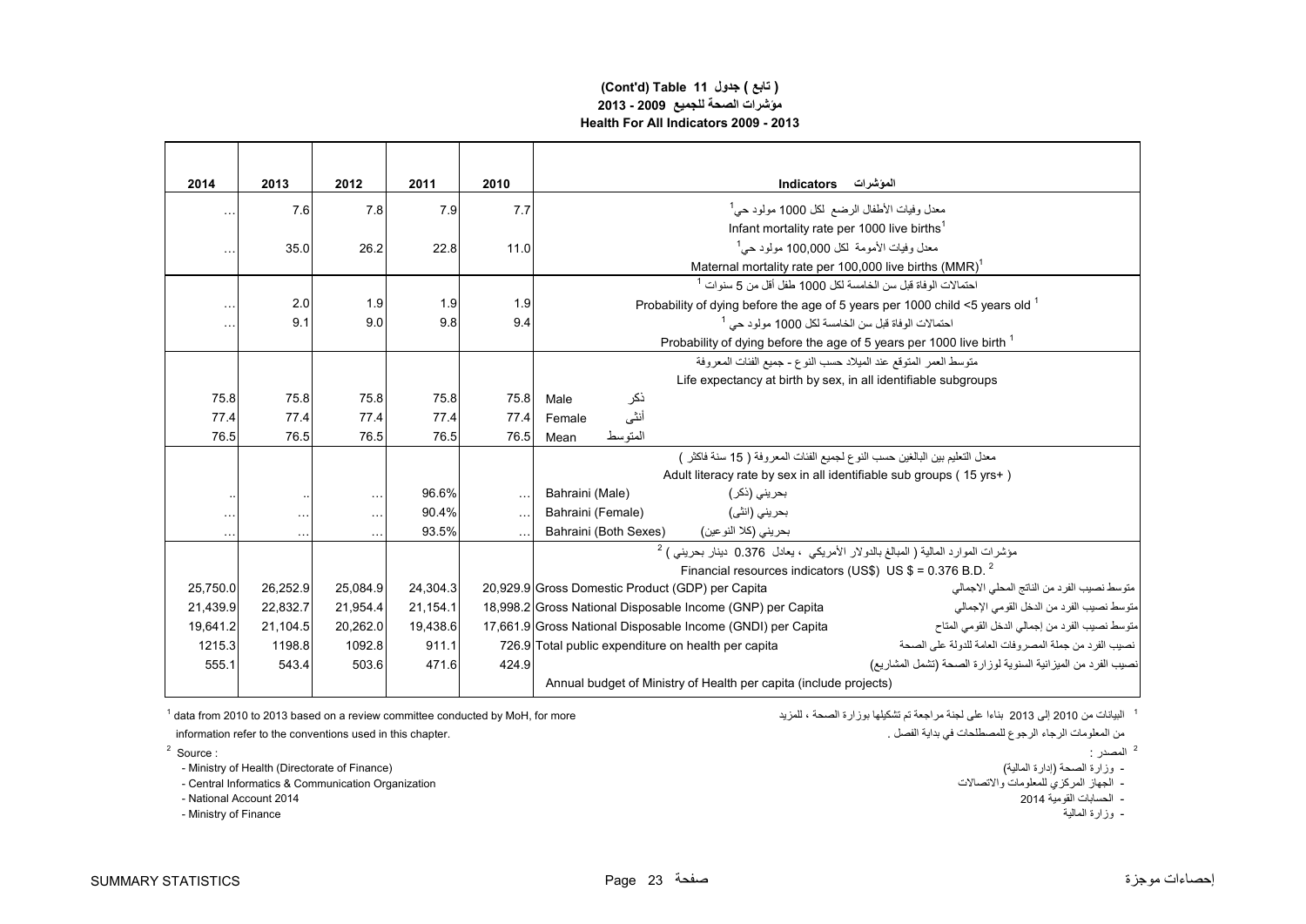**(Cont'd) Table 11 جدول ( تابع )**

**مؤشرات الصحة للجميع 2009 - 2013**

**Health For All Indicators 2009 - 2013**

| 2014 | 2013 | 2012 | 2011 | 2010 | Indicators المؤشرات |
|---|---|---|---|---|---|
| … | 7.6 | 7.8 | 7.9 | 7.7 | معدل وفيات الأطفال الرضع لكل 1000 مولود حي[1] Infant mortality rate per 1000 live births[1] |
| … | 35.0 | 26.2 | 22.8 | 11.0 | معدل وفيات الأمومة لكل 100,000 مولود حي[1] Maternal mortality rate per 100,000 live births (MMR)[1] |
| | | | | | احتمالات الوفاة قبل سن الخامسة لكل 1000 طفل أقل من 5 سنوات [1] |
| … | 2.0 | 1.9 | 1.9 | 1.9 | Probability of dying before the age of 5 years per 1000 child <5 years old [1] |
| … | 9.1 | 9.0 | 9.8 | 9.4 | احتمالات الوفاة قبل سن الخامسة لكل 1000 مولود حي [1] Probability of dying before the age of 5 years per 1000 live birth [1] |
| | | | | | متوسط العمر المتوقع عند الميلاد حسب النوع - جميع الفئات المعروفة Life expectancy at birth by sex, in all identifiable subgroups |
| 75.8 | 75.8 | 75.8 | 75.8 | 75.8 | Male ذكر |
| 77.4 | 77.4 | 77.4 | 77.4 | 77.4 | Female أنثى |
| 76.5 | 76.5 | 76.5 | 76.5 | 76.5 | Mean المتوسط |
| | | | | | معدل التعليم بين البالغين حسب النوع لجميع الفئات المعروفة ( 15 سنة فاكثر ) Adult literacy rate by sex in all identifiable sub groups ( 15 yrs+ ) |
| .. | .. | … | 96.6% | … | Bahraini (Male) بحريني (ذكر) |
| … | … | … | 90.4% | … | Bahraini (Female) بحريني (انثى) |
| … | … | … | 93.5% | … | Bahraini (Both Sexes) بحريني (كلا النوعين) |
| | | | | | مؤشرات الموارد المالية ( المبالغ بالدولار الأمريكي ، يعادل 0.376 دينار بحريني ) [2] Financial resources indicators (US$) US $ = 0.376 B.D. [2] |
| 25,750.0 | 26,252.9 | 25,084.9 | 24,304.3 | 20,929.9 | Gross Domestic Product (GDP) per Capita متوسط نصيب الفرد من الناتج المحلي الاجمالي |
| 21,439.9 | 22,832.7 | 21,954.4 | 21,154.1 | 18,998.2 | Gross National Disposable Income (GNP) per Capita متوسط نصيب الفرد من الدخل القومي الإجمالي |
| 19,641.2 | 21,104.5 | 20,262.0 | 19,438.6 | 17,661.9 | Gross National Disposable Income (GNDI) per Capita متوسط نصيب الفرد من إجمالي الدخل القومي المتاح |
| 1215.3 | 1198.8 | 1092.8 | 911.1 | 726.9 | Total public expenditure on health per capita نصيب الفرد من جملة المصروفات العامة للدولة على الصحة |
| 555.1 | 543.4 | 503.6 | 471.6 | 424.9 | نصيب الفرد من الميزانية السنوية لوزارة الصحة (تشمل المشاريع) Annual budget of Ministry of Health per capita (include projects) |

[1] data from 2010 to 2013 based on a review committee conducted by MoH, for more information refer to the conventions used in this chapter.

[1] البيانات من 2010 إلى 2013 بناءا على لجنة مراجعة تم تشكيلها بوزارة الصحة ، للمزيد من المعلومات الرجاء الرجوع للمصطلحات في بداية الفصل .

[2] Source :
- Ministry of Health (Directorate of Finance)
- Central Informatics & Communication Organization
- National Account 2014
- Ministry of Finance

[2] المصدر :
- وزارة الصحة (إدارة المالية)
- الجهاز المركزي للمعلومات والاتصالات
- الحسابات القومية 2014
- وزارة المالية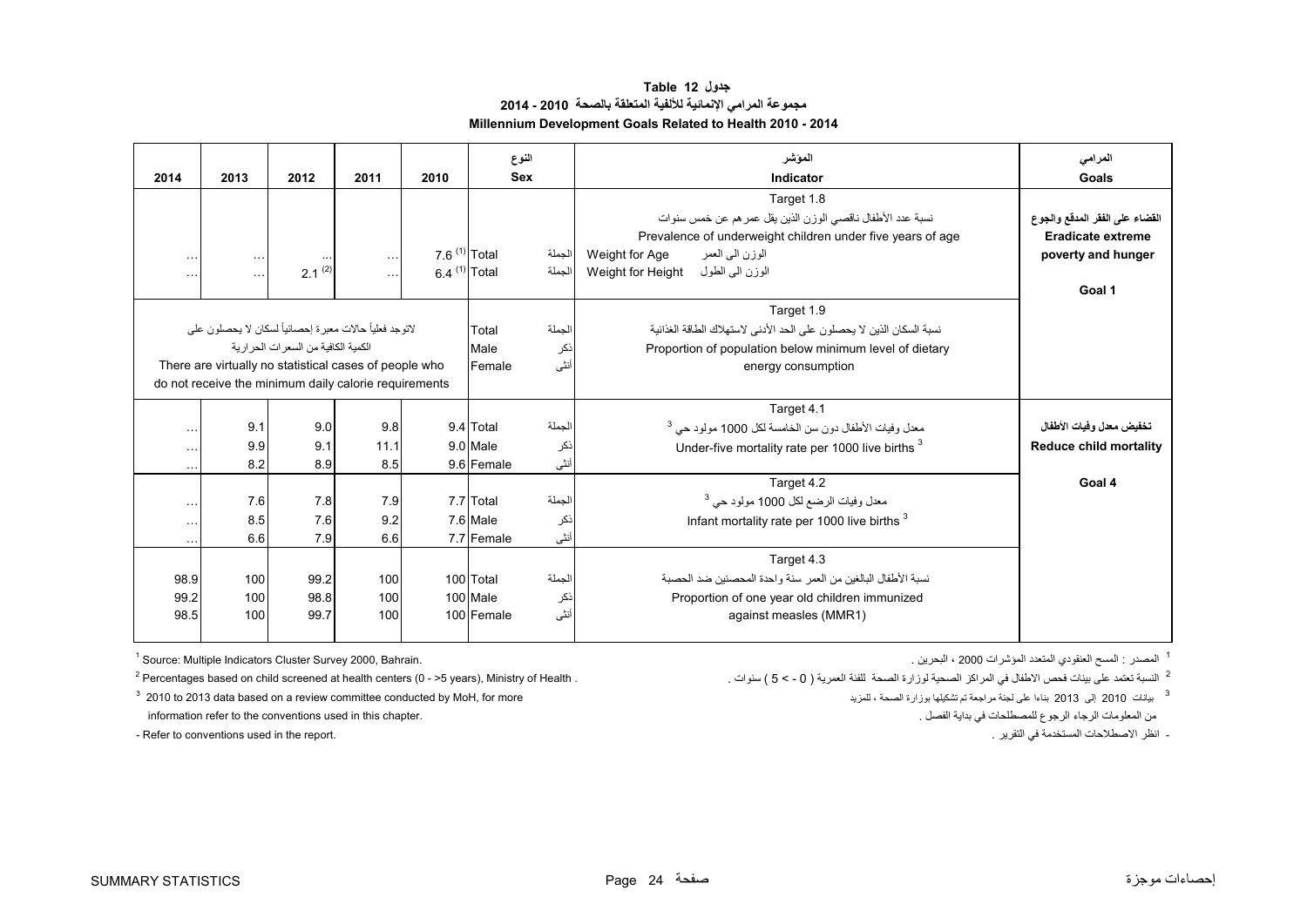**Table 12 جدول**

**مجموعة المرامي الإنمائية للألفية المتعلقة بالصحة 2010 - 2014**

**Millennium Development Goals Related to Health 2010 - 2014**

| 2014 | 2013 | 2012 | 2011 | 2010 | النوع Sex | | المؤشر Indicator | المرامي Goals |
|---|---|---|---|---|---|---|---|---|
| | | | | | | | Target 1.8 نسبة عدد الأطفال ناقصي الوزن الذين يقل عمرهم عن خمس سنوات Prevalence of underweight children under five years of age | القضاء على الفقر المدقع والجوع Eradicate extreme poverty and hunger Goal 1 |
| … | … | … | … | 7.6 (1) | Total | الجملة | Weight for Age الوزن الى العمر | |
| … | … | 2.1 (2) | … | 6.4 (1) | Total | الجملة | Weight for Height الوزن الى الطول | |
| لاتوجد فعلياً حالات معبرة إحصائياً لسكان لا يحصلون على الكمية الكافية من السعرات الحرارية There are virtually no statistical cases of people who do not receive the minimum daily calorie requirements | | | | | Total / Male / Female | الجملة / ذكر / أنثى | Target 1.9 نسبة السكان الذين لا يحصلون على الحد الأدنى لاستهلاك الطاقة الغذائية Proportion of population below minimum level of dietary energy consumption | |
| | | | | | | | Target 4.1 معدل وفيات الأطفال دون سن الخامسة لكل 1000 مولود حي [3] Under-five mortality rate per 1000 live births [3] | تخفيض معدل وفيات الأطفال Reduce child mortality Goal 4 |
| … | 9.1 | 9.0 | 9.8 | 9.4 | Total | الجملة | | |
| … | 9.9 | 9.1 | 11.1 | 9.0 | Male | ذكر | | |
| … | 8.2 | 8.9 | 8.5 | 9.6 | Female | أنثى | | |
| | | | | | | | Target 4.2 معدل وفيات الرضع لكل 1000 مولود حي [3] Infant mortality rate per 1000 live births [3] | |
| … | 7.6 | 7.8 | 7.9 | 7.7 | Total | الجملة | | |
| … | 8.5 | 7.6 | 9.2 | 7.6 | Male | ذكر | | |
| … | 6.6 | 7.9 | 6.6 | 7.7 | Female | أنثى | | |
| | | | | | | | Target 4.3 نسبة الأطفال البالغين من العمر سنة واحدة المحصنين ضد الحصبة Proportion of one year old children immunized against measles (MMR1) | |
| 98.9 | 100 | 99.2 | 100 | 100 | Total | الجملة | | |
| 99.2 | 100 | 98.8 | 100 | 100 | Male | ذكر | | |
| 98.5 | 100 | 99.7 | 100 | 100 | Female | أنثى | | |

[1] Source: Multiple Indicators Cluster Survey 2000, Bahrain.

[1] المصدر : المسح العنقودي المتعدد المؤشرات 2000 ، البحرين .

[2] Percentages based on child screened at health centers (0 - >5 years), Ministry of Health .

[2] النسبة تعتمد على بينات فحص الاطفال في المراكز الصحية لوزارة الصحة للفئة العمرية ( 0 - > 5 ) سنوات .

[3] 2010 to 2013 data based on a review committee conducted by MoH, for more information refer to the conventions used in this chapter.

[3] بيانات 2010 إلى 2013 بناءا على لجنة مراجعة تم تشكيلها بوزارة الصحة ، للمزيد من المعلومات الرجاء الرجوع للمصطلحات في بداية الفصل .

- Refer to conventions used in the report.

- انظر الاصطلاحات المستخدمة في التقرير .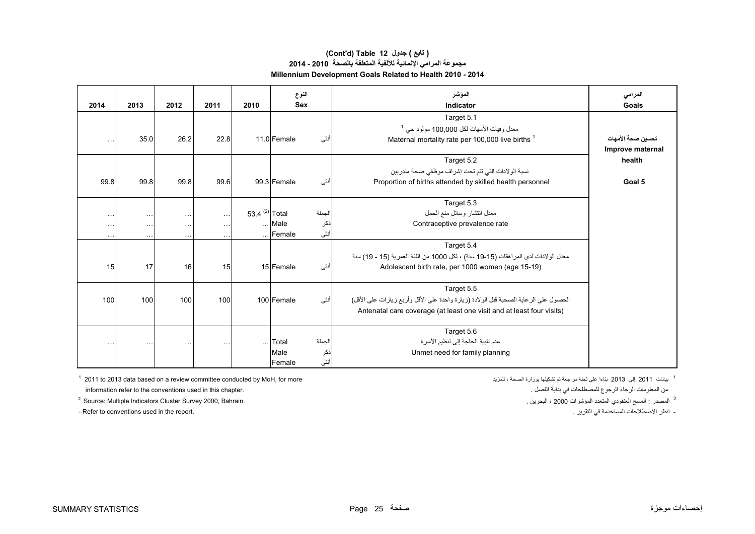**(تابع ) جدول 12 (Cont'd) Table**

**مجموعة المرامي الإنمائية للألفية المتعلقة بالصحة 2010 - 2014**

**Millennium Development Goals Related to Health 2010 - 2014**

| 2014 | 2013 | 2012 | 2011 | 2010 | Sex | النوع | المؤشر Indicator | المرامي Goals |
|---|---|---|---|---|---|---|---|---|
| … | 35.0 | 26.2 | 22.8 | 11.0 | Female | أنثى | Target 5.1<br>معدل وفيات الأمهات لكل 100,000 مولود حي [1]<br>Maternal mortality rate per 100,000 live births [1] | تحسين صحة الأمهات<br>Improve maternal health<br><br>Goal 5 |
| 99.8 | 99.8 | 99.8 | 99.6 | 99.3 | Female | أنثى | Target 5.2<br>نسبة الولادات التي تتم تحت إشراف موظفي صحة متدربين<br>Proportion of births attended by skilled health personnel | |
| … | … | … | … | 53.4 [(2)] | Total | الجملة | Target 5.3<br>معدل انتشار وسائل منع الحمل<br>Contraceptive prevalence rate | |
| … | … | … | … | … | Male | ذكر | | |
| … | … | … | … | … | Female | أنثى | | |
| 15 | 17 | 16 | 15 | 15 | Female | أنثى | Target 5.4<br>معدل الولادات لدى المراهقات (15-19 سنة) ، لكل 1000 من الفئة العمرية (15 - 19) سنة<br>Adolescent birth rate, per 1000 women (age 15-19) | |
| 100 | 100 | 100 | 100 | 100 | Female | أنثى | Target 5.5<br>الحصول على الرعاية الصحية قبل الولادة (زيارة واحدة على الأقل وأربع زيارات على الأقل)<br>Antenatal care coverage (at least one visit and at least four visits) | |
| … | … | … | … | … | Total | الجملة | Target 5.6<br>عدم تلبية الحاجة إلى تنظيم الأسرة<br>Unmet need for family planning | |
| | | | | | Male | ذكر | | |
| | | | | | Female | أنثى | | |

[1] 2011 to 2013 data based on a review committee conducted by MoH, for more information refer to the conventions used in this chapter.

[2] Source: Multiple Indicators Cluster Survey 2000, Bahrain.

- Refer to conventions used in the report.

[1] بيانات 2011 إلى 2013 بناءا على لجنة مراجعة تم تشكيلها بوزارة الصحة ، للمزيد من المعلومات الرجاء الرجوع للمصطلحات في بداية الفصل .

[2] المصدر : المسح العنقودي المتعدد المؤشرات 2000 ، البحرين .

- انظر الاصطلاحات المستخدمة في التقرير .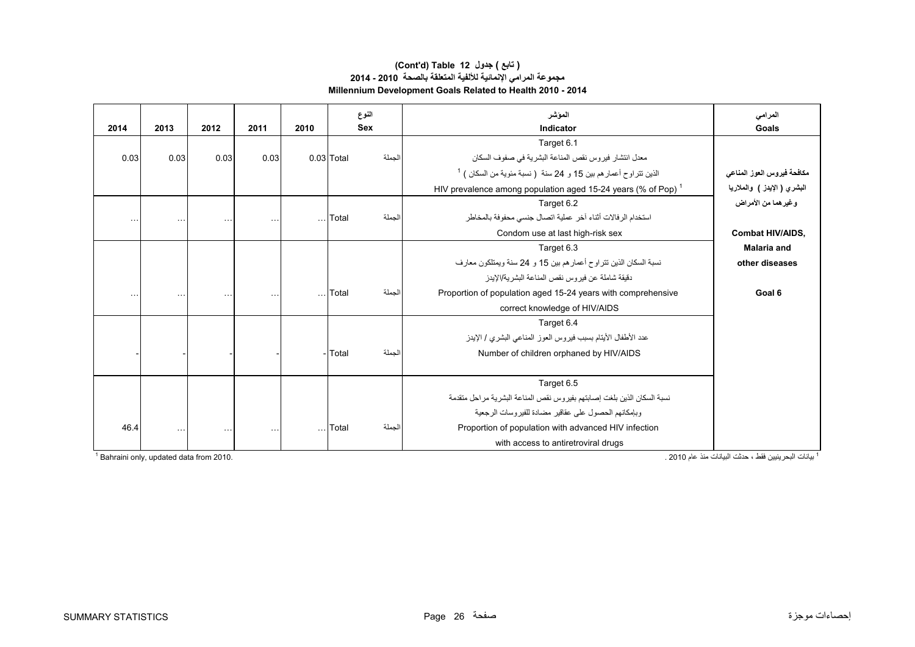### (تابع ) جدول 12 (Cont'd) Table
### مجموعة المرامي الإنمائية للألفية المتعلقة بالصحة 2010 - 2014
### Millennium Development Goals Related to Health 2010 - 2014

| 2014 | 2013 | 2012 | 2011 | 2010 | النوع Sex | | المؤشر Indicator | المرامي Goals |
|---|---|---|---|---|---|---|---|---|
| 0.03 | 0.03 | 0.03 | 0.03 | 0.03 | Total | الجملة | Target 6.1<br>معدل انتشار فيروس نقص المناعة البشرية في صفوف السكان الذين تتراوح أعمارهم بين 15 و 24 سنة ( نسبة مئوية من السكان ) [1]<br>HIV prevalence among population aged 15-24 years (% of Pop) [1] | مكافحة فيروس العوز المناعي البشري ( الإيدز ) والملاريا وغيرهما من الأمراض<br>Combat HIV/AIDS, Malaria and other diseases<br>Goal 6 |
| ... | ... | ... | ... | ... | Total | الجملة | Target 6.2<br>استخدام الرفالات أثناء آخر عملية اتصال جنسي محفوفة بالمخاطر<br>Condom use at last high-risk sex | |
| ... | ... | ... | ... | ... | Total | الجملة | Target 6.3<br>نسبة السكان الذين تتراوح أعمارهم بين 15 و 24 سنة ويمتلكون معارف دقيقة شاملة عن فيروس نقص المناعة البشرية/الإيدز<br>Proportion of population aged 15-24 years with comprehensive correct knowledge of HIV/AIDS | |
| - | - | - | - | - | Total | الجملة | Target 6.4<br>عدد الأطفال الأيتام بسبب فيروس العوز المناعي البشري / الإيدز<br>Number of children orphaned by HIV/AIDS | |
| 46.4 | ... | ... | ... | ... | Total | الجملة | Target 6.5<br>نسبة السكان الذين بلغت إصابتهم بفيروس نقص المناعة البشرية مراحل متقدمة وبإمكانهم الحصول على عقاقير مضادة للفيروسات الرجعية<br>Proportion of population with advanced HIV infection with access to antiretroviral drugs | |

[1] Bahraini only, updated data from 2010.

[1] بيانات البحرينيين فقط ، حدثت البيانات منذ عام 2010 .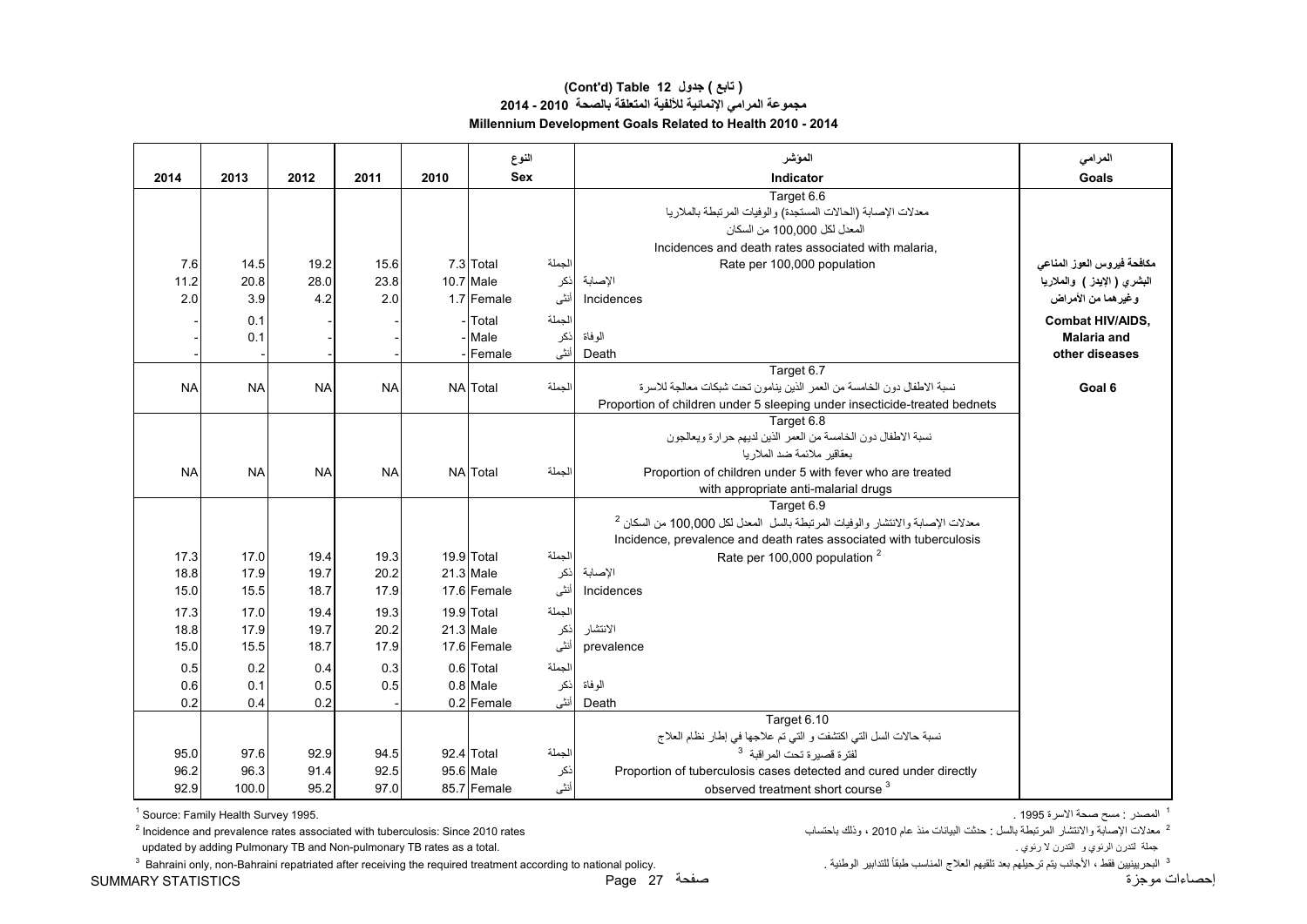# (Cont'd) Table 12 جدول ( تابع )

## مجموعة المرامي الإنمائية للألفية المتعلقة بالصحة 2010 - 2014

## Millennium Development Goals Related to Health 2010 - 2014

| 2014 | 2013 | 2012 | 2011 | 2010 | النوع Sex | | المؤشر Indicator | المرامي Goals |
|---|---|---|---|---|---|---|---|---|
| | | | | | | | Target 6.6 معدلات الإصابة (الحالات المستجدة) والوفيات المرتبطة بالملاريا المعدل لكل 100,000 من السكان Incidences and death rates associated with malaria, Rate per 100,000 population | مكافحة فيروس العوز المناعي البشري ( الإيدز ) والملاريا وغيرهما من الأمراض Combat HIV/AIDS, Malaria and other diseases Goal 6 |
| 7.6 | 14.5 | 19.2 | 15.6 | 7.3 | Total | الجملة | الإصابة Incidences | |
| 11.2 | 20.8 | 28.0 | 23.8 | 10.7 | Male | ذكر | | |
| 2.0 | 3.9 | 4.2 | 2.0 | 1.7 | Female | أنثى | | |
| - | 0.1 | - | - | - | Total | الجملة | الوفاة Death | |
| - | 0.1 | - | - | - | Male | ذكر | | |
| - | - | - | - | - | Female | أنثى | | |
| NA | NA | NA | NA | NA | Total | الجملة | Target 6.7 نسبة الاطفال دون الخامسة من العمر الذين ينامون تحت شبكات معالجة للاسرة Proportion of children under 5 sleeping under insecticide-treated bednets | |
| NA | NA | NA | NA | NA | Total | الجملة | Target 6.8 نسبة الاطفال دون الخامسة من العمر الذين لديهم حرارة ويعالجون بعقاقير ملائمة ضد الملاريا Proportion of children under 5 with fever who are treated with appropriate anti-malarial drugs | |
| | | | | | | | Target 6.9 معدلات الإصابة والانتشار والوفيات المرتبطة بالسل المعدل لكل 100,000 من السكان [2] Incidence, prevalence and death rates associated with tuberculosis Rate per 100,000 population [2] | |
| 17.3 | 17.0 | 19.4 | 19.3 | 19.9 | Total | الجملة | الإصابة Incidences | |
| 18.8 | 17.9 | 19.7 | 20.2 | 21.3 | Male | ذكر | | |
| 15.0 | 15.5 | 18.7 | 17.9 | 17.6 | Female | أنثى | | |
| 17.3 | 17.0 | 19.4 | 19.3 | 19.9 | Total | الجملة | الانتشار prevalence | |
| 18.8 | 17.9 | 19.7 | 20.2 | 21.3 | Male | ذكر | | |
| 15.0 | 15.5 | 18.7 | 17.9 | 17.6 | Female | أنثى | | |
| 0.5 | 0.2 | 0.4 | 0.3 | 0.6 | Total | الجملة | الوفاة Death | |
| 0.6 | 0.1 | 0.5 | 0.5 | 0.8 | Male | ذكر | | |
| 0.2 | 0.4 | 0.2 | - | 0.2 | Female | أنثى | | |
| | | | | | | | Target 6.10 نسبة حالات السل التي اكتشفت و التي تم علاجها في إطار نظام العلاج لفترة قصيرة تحت المراقبة [3] Proportion of tuberculosis cases detected and cured under directly observed treatment short course [3] | |
| 95.0 | 97.6 | 92.9 | 94.5 | 92.4 | Total | الجملة | | |
| 96.2 | 96.3 | 91.4 | 92.5 | 95.6 | Male | ذكر | | |
| 92.9 | 100.0 | 95.2 | 97.0 | 85.7 | Female | أنثى | | |

[1] Source: Family Health Survey 1995.

[2] Incidence and prevalence rates associated with tuberculosis: Since 2010 rates updated by adding Pulmonary TB and Non-pulmonary TB rates as a total.

[3] Bahraini only, non-Bahraini repatriated after receiving the required treatment according to national policy.

[1] المصدر : مسح صحة الاسرة 1995 .

[2] معدلات الإصابة والانتشار المرتبطة بالسل : حدثت البيانات منذ عام 2010 ، وذلك باحتساب جملة لتدرن الرئوي و التدرن لا رئوي .

[3] البحرينيين فقط ، الأجانب يتم ترحيلهم بعد تلقيهم العلاج المناسب طبقاً للتدابير الوطنية .